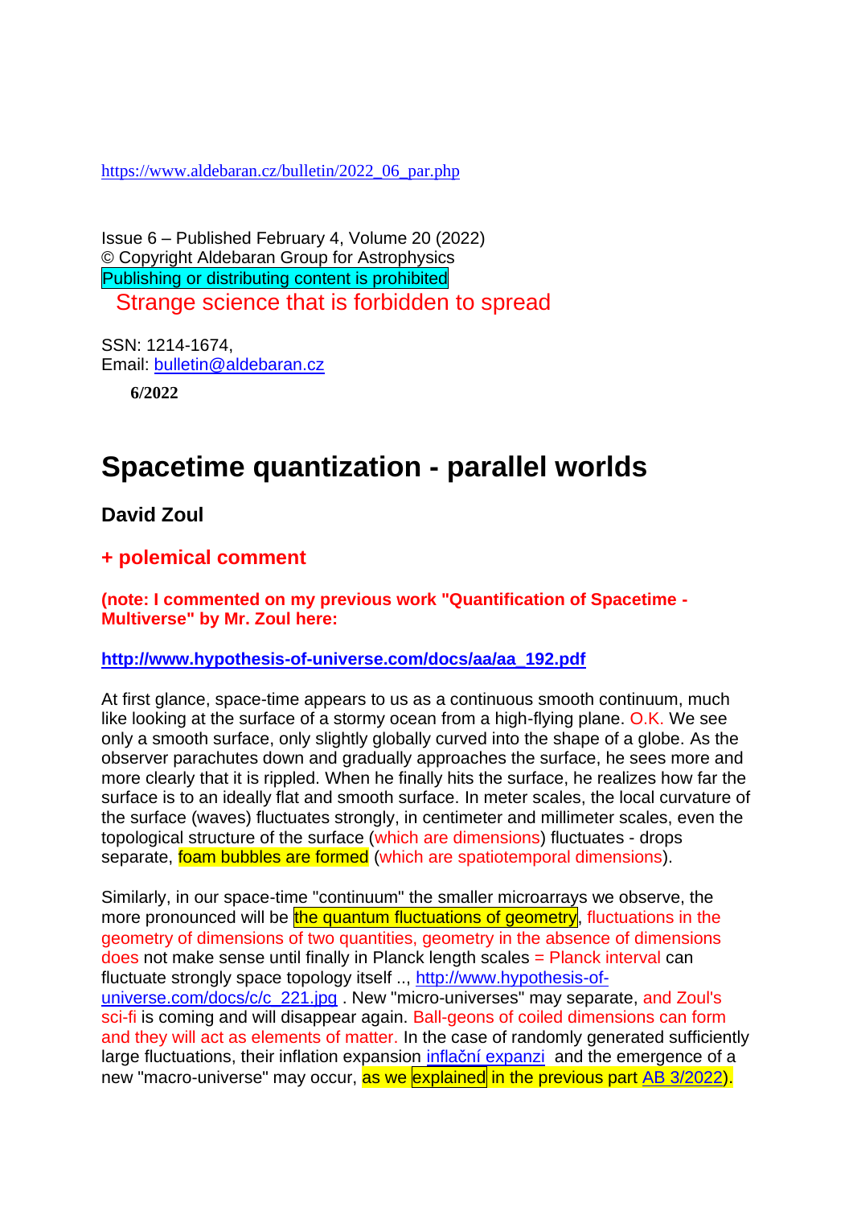https://www.aldebaran.cz/bulletin/2022_06_par.php

Issue 6 – Published February 4, Volume 20 (2022)
© Copyright Aldebaran Group for Astrophysics
Publishing or distributing content is prohibited
Strange science that is forbidden to spread

SSN: 1214-1674,
Email: bulletin@aldebaran.cz

**6/2022**

# Spacetime quantization - parallel worlds

**David Zoul**

## + polemical comment

**(note: I commented on my previous work "Quantification of Spacetime - Multiverse" by Mr. Zoul here:**

**http://www.hypothesis-of-universe.com/docs/aa/aa_192.pdf**

At first glance, space-time appears to us as a continuous smooth continuum, much like looking at the surface of a stormy ocean from a high-flying plane. O.K. We see only a smooth surface, only slightly globally curved into the shape of a globe. As the observer parachutes down and gradually approaches the surface, he sees more and more clearly that it is rippled. When he finally hits the surface, he realizes how far the surface is to an ideally flat and smooth surface. In meter scales, the local curvature of the surface (waves) fluctuates strongly, in centimeter and millimeter scales, even the topological structure of the surface (which are dimensions) fluctuates - drops separate, foam bubbles are formed (which are spatiotemporal dimensions).

Similarly, in our space-time "continuum" the smaller microarrays we observe, the more pronounced will be the quantum fluctuations of geometry, fluctuations in the geometry of dimensions of two quantities, geometry in the absence of dimensions does not make sense until finally in Planck length scales = Planck interval can fluctuate strongly space topology itself .., http://www.hypothesis-of-universe.com/docs/c/c_221.jpg . New "micro-universes" may separate, and Zoul's sci-fi is coming and will disappear again. Ball-geons of coiled dimensions can form and they will act as elements of matter. In the case of randomly generated sufficiently large fluctuations, their inflation expansion inflační expanzi and the emergence of a new "macro-universe" may occur, as we explained in the previous part AB 3/2022).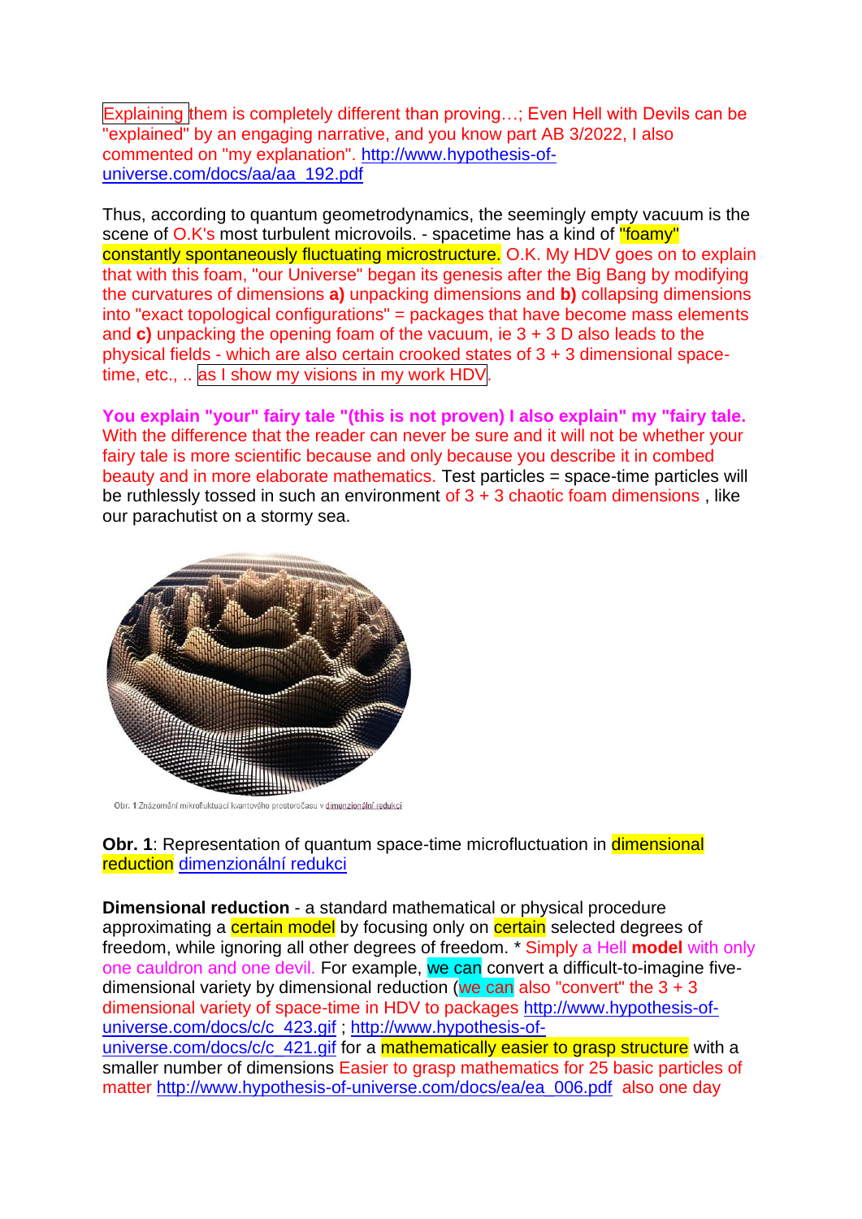Explaining them is completely different than proving…; Even Hell with Devils can be "explained" by an engaging narrative, and you know part AB 3/2022, I also commented on "my explanation". http://www.hypothesis-of-universe.com/docs/aa/aa_192.pdf

Thus, according to quantum geometrodynamics, the seemingly empty vacuum is the scene of O.K's most turbulent microvoils. - spacetime has a kind of "foamy" constantly spontaneously fluctuating microstructure. O.K. My HDV goes on to explain that with this foam, "our Universe" began its genesis after the Big Bang by modifying the curvatures of dimensions **a)** unpacking dimensions and **b)** collapsing dimensions into "exact topological configurations" = packages that have become mass elements and **c)** unpacking the opening foam of the vacuum, ie 3 + 3 D also leads to the physical fields - which are also certain crooked states of 3 + 3 dimensional space-time, etc., .. as I show my visions in my work HDV.

**You explain "your" fairy tale "(this is not proven) I also explain" my "fairy tale.** With the difference that the reader can never be sure and it will not be whether your fairy tale is more scientific because and only because you describe it in combed beauty and in more elaborate mathematics. Test particles = space-time particles will be ruthlessly tossed in such an environment of 3 + 3 chaotic foam dimensions , like our parachutist on a stormy sea.

Obr. 1 Znázornění mikrofluktuací kvantového prostoročasu v dimenzionální redukci

**Obr. 1**: Representation of quantum space-time microfluctuation in dimensional reduction dimenzionální redukci

**Dimensional reduction** - a standard mathematical or physical procedure approximating a certain model by focusing only on certain selected degrees of freedom, while ignoring all other degrees of freedom. * Simply a Hell **model** with only one cauldron and one devil. For example, we can convert a difficult-to-imagine five-dimensional variety by dimensional reduction (we can also "convert" the 3 + 3 dimensional variety of space-time in HDV to packages http://www.hypothesis-of-universe.com/docs/c/c_423.gif ; http://www.hypothesis-of-universe.com/docs/c/c_421.gif for a mathematically easier to grasp structure with a smaller number of dimensions Easier to grasp mathematics for 25 basic particles of matter http://www.hypothesis-of-universe.com/docs/ea/ea_006.pdf also one day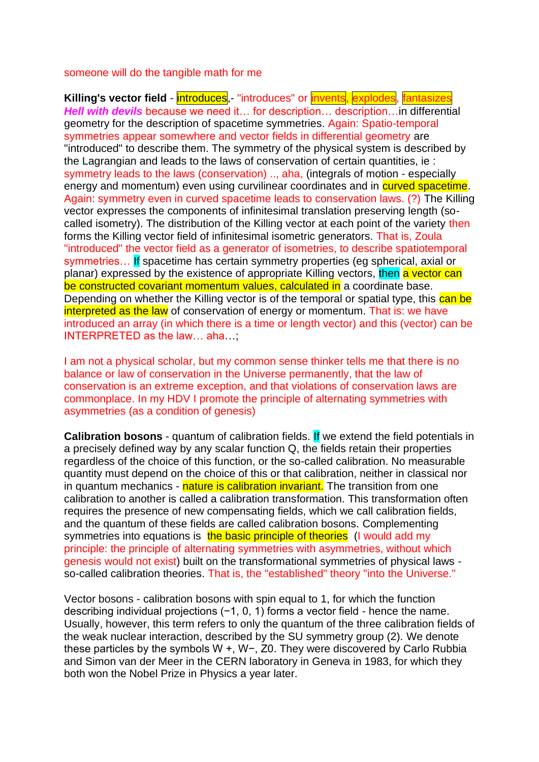someone will do the tangible math for me

**Killing's vector field** - introduces,- "introduces" or invents, explodes, fantasizes ***Hell with devils*** because we need it… for description… description…in differential geometry for the description of spacetime symmetries. Again: Spatio-temporal symmetries appear somewhere and vector fields in differential geometry are "introduced" to describe them. The symmetry of the physical system is described by the Lagrangian and leads to the laws of conservation of certain quantities, ie : symmetry leads to the laws (conservation) .., aha, (integrals of motion - especially energy and momentum) even using curvilinear coordinates and in curved spacetime. Again: symmetry even in curved spacetime leads to conservation laws. (?) The Killing vector expresses the components of infinitesimal translation preserving length (so-called isometry). The distribution of the Killing vector at each point of the variety then forms the Killing vector field of infinitesimal isometric generators. That is, Zoula "introduced" the vector field as a generator of isometries, to describe spatiotemporal symmetries… If spacetime has certain symmetry properties (eg spherical, axial or planar) expressed by the existence of appropriate Killing vectors, then a vector can be constructed covariant momentum values, calculated in a coordinate base. Depending on whether the Killing vector is of the temporal or spatial type, this can be interpreted as the law of conservation of energy or momentum. That is: we have introduced an array (in which there is a time or length vector) and this (vector) can be INTERPRETED as the law… aha…;

I am not a physical scholar, but my common sense thinker tells me that there is no balance or law of conservation in the Universe permanently, that the law of conservation is an extreme exception, and that violations of conservation laws are commonplace. In my HDV I promote the principle of alternating symmetries with asymmetries (as a condition of genesis)

**Calibration bosons** - quantum of calibration fields. If we extend the field potentials in a precisely defined way by any scalar function Q, the fields retain their properties regardless of the choice of this function, or the so-called calibration. No measurable quantity must depend on the choice of this or that calibration, neither in classical nor in quantum mechanics - nature is calibration invariant. The transition from one calibration to another is called a calibration transformation. This transformation often requires the presence of new compensating fields, which we call calibration fields, and the quantum of these fields are called calibration bosons. Complementing symmetries into equations is the basic principle of theories (I would add my principle: the principle of alternating symmetries with asymmetries, without which genesis would not exist) built on the transformational symmetries of physical laws - so-called calibration theories. That is, the "established" theory "into the Universe."

Vector bosons - calibration bosons with spin equal to 1, for which the function describing individual projections (−1, 0, 1) forms a vector field - hence the name. Usually, however, this term refers to only the quantum of the three calibration fields of the weak nuclear interaction, described by the SU symmetry group (2). We denote these particles by the symbols W +, W−, Z0. They were discovered by Carlo Rubbia and Simon van der Meer in the CERN laboratory in Geneva in 1983, for which they both won the Nobel Prize in Physics a year later.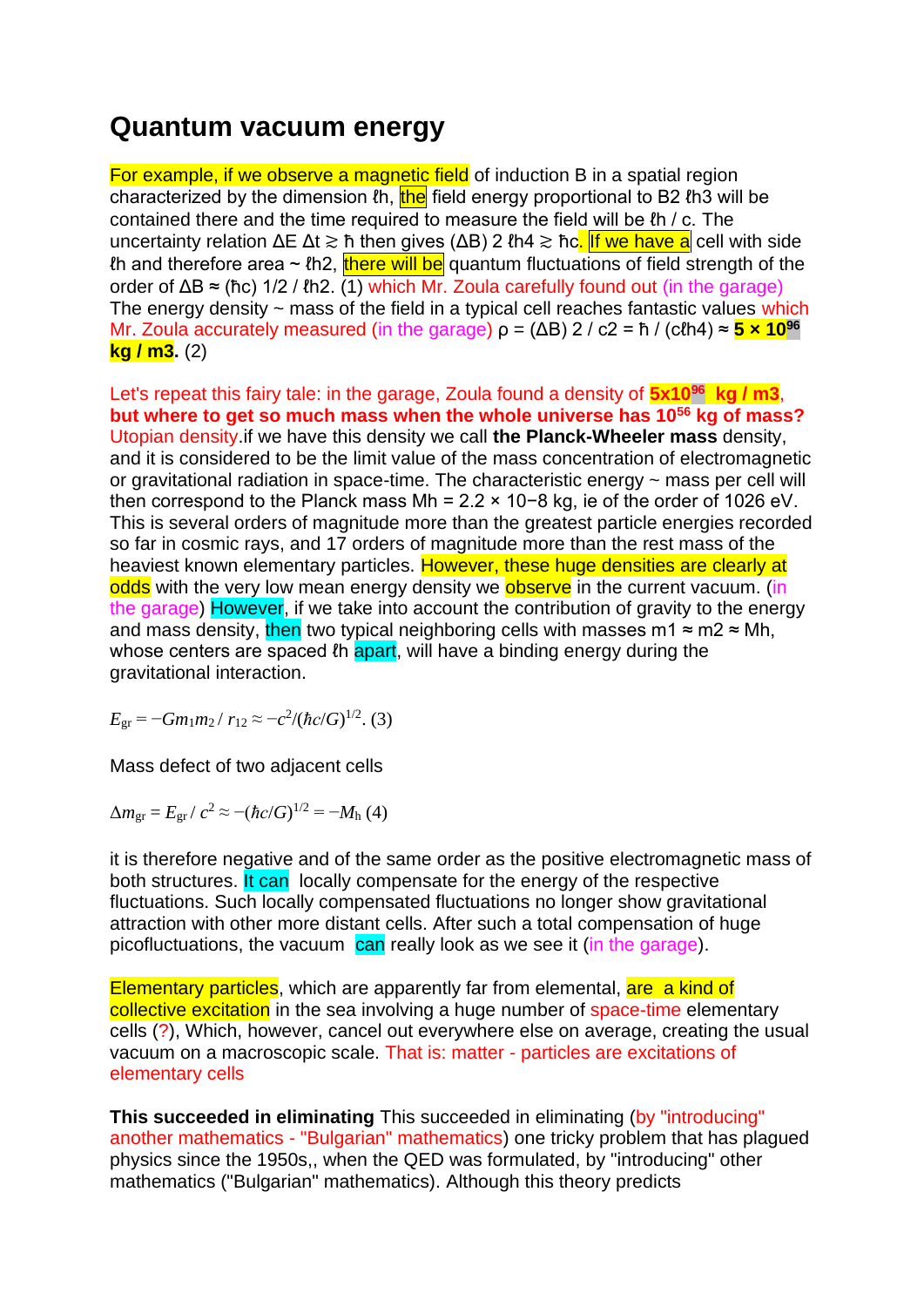## Quantum vacuum energy

For example, if we observe a magnetic field of induction B in a spatial region characterized by the dimension $\ell h$, the field energy proportional to $B2\ \ell h3$ will be contained there and the time required to measure the field will be $\ell h$ / c. The uncertainty relation $\Delta E\ \Delta t \gtrsim \hbar$ then gives $(\Delta B)\ 2\ \ell h4 \gtrsim \hbar c$. If we have a cell with side $\ell h$ and therefore area ~ $\ell h2$, there will be quantum fluctuations of field strength of the order of $\Delta B \approx (\hbar c)\ 1/2\ /\ \ell h2$. (1) which Mr. Zoula carefully found out (in the garage)
The energy density ~ mass of the field in a typical cell reaches fantastic values which Mr. Zoula accurately measured (in the garage) $\rho = (\Delta B)\ 2\ /\ c2 = \hbar\ /\ (c\ell h4) \approx$ **$5 \times 10^{96}$ kg / m3.** (2)

Let's repeat this fairy tale: in the garage, Zoula found a density of **$5x10^{96}$ kg / m3**, **but where to get so much mass when the whole universe has $10^{56}$ kg of mass?** Utopian density.if we have this density we call **the Planck-Wheeler mass** density, and it is considered to be the limit value of the mass concentration of electromagnetic or gravitational radiation in space-time. The characteristic energy ~ mass per cell will then correspond to the Planck mass Mh = $2.2 \times 10{-}8$ kg, ie of the order of 1026 eV. This is several orders of magnitude more than the greatest particle energies recorded so far in cosmic rays, and 17 orders of magnitude more than the rest mass of the heaviest known elementary particles. However, these huge densities are clearly at odds with the very low mean energy density we observe in the current vacuum. (in the garage) However, if we take into account the contribution of gravity to the energy and mass density, then two typical neighboring cells with masses $m1 \approx m2 \approx Mh$, whose centers are spaced $\ell h$ apart, will have a binding energy during the gravitational interaction.

$$E_{\mathrm{gr}} = -Gm_1m_2\,/\,r_{12} \approx -c^2/(\hbar c/G)^{1/2}. \ (3)$$

Mass defect of two adjacent cells

$$\Delta m_{\mathrm{gr}} = E_{\mathrm{gr}}\,/\,c^2 \approx -(\hbar c/G)^{1/2} = -M_{\mathrm{h}} \ (4)$$

it is therefore negative and of the same order as the positive electromagnetic mass of both structures. It can locally compensate for the energy of the respective fluctuations. Such locally compensated fluctuations no longer show gravitational attraction with other more distant cells. After such a total compensation of huge picofluctuations, the vacuum can really look as we see it (in the garage).

Elementary particles, which are apparently far from elemental, are a kind of collective excitation in the sea involving a huge number of space-time elementary cells (?), Which, however, cancel out everywhere else on average, creating the usual vacuum on a macroscopic scale. That is: matter - particles are excitations of elementary cells

**This succeeded in eliminating** This succeeded in eliminating (by "introducing" another mathematics - "Bulgarian" mathematics) one tricky problem that has plagued physics since the 1950s,, when the QED was formulated, by "introducing" other mathematics ("Bulgarian" mathematics). Although this theory predicts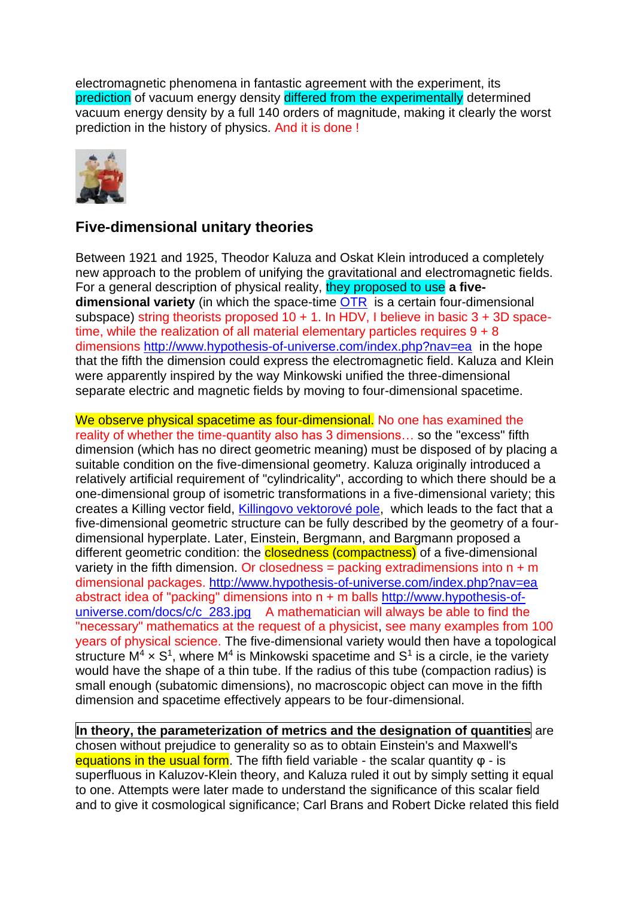electromagnetic phenomena in fantastic agreement with the experiment, its prediction of vacuum energy density differed from the experimentally determined vacuum energy density by a full 140 orders of magnitude, making it clearly the worst prediction in the history of physics. And it is done !

## Five-dimensional unitary theories

Between 1921 and 1925, Theodor Kaluza and Oskat Klein introduced a completely new approach to the problem of unifying the gravitational and electromagnetic fields. For a general description of physical reality, they proposed to use **a five-dimensional variety** (in which the space-time OTR is a certain four-dimensional subspace) string theorists proposed 10 + 1. In HDV, I believe in basic 3 + 3D space-time, while the realization of all material elementary particles requires 9 + 8 dimensions http://www.hypothesis-of-universe.com/index.php?nav=ea in the hope that the fifth the dimension could express the electromagnetic field. Kaluza and Klein were apparently inspired by the way Minkowski unified the three-dimensional separate electric and magnetic fields by moving to four-dimensional spacetime.

We observe physical spacetime as four-dimensional. No one has examined the reality of whether the time-quantity also has 3 dimensions… so the "excess" fifth dimension (which has no direct geometric meaning) must be disposed of by placing a suitable condition on the five-dimensional geometry. Kaluza originally introduced a relatively artificial requirement of "cylindricality", according to which there should be a one-dimensional group of isometric transformations in a five-dimensional variety; this creates a Killing vector field, Killingovo vektorové pole, which leads to the fact that a five-dimensional geometric structure can be fully described by the geometry of a four-dimensional hyperplate. Later, Einstein, Bergmann, and Bargmann proposed a different geometric condition: the closedness (compactness) of a five-dimensional variety in the fifth dimension. Or closedness = packing extradimensions into n + m dimensional packages. http://www.hypothesis-of-universe.com/index.php?nav=ea abstract idea of "packing" dimensions into n + m balls http://www.hypothesis-of-universe.com/docs/c/c_283.jpg A mathematician will always be able to find the "necessary" mathematics at the request of a physicist, see many examples from 100 years of physical science. The five-dimensional variety would then have a topological structure $M^4 \times S^1$, where $M^4$ is Minkowski spacetime and $S^1$ is a circle, ie the variety would have the shape of a thin tube. If the radius of this tube (compaction radius) is small enough (subatomic dimensions), no macroscopic object can move in the fifth dimension and spacetime effectively appears to be four-dimensional.

**In theory, the parameterization of metrics and the designation of quantities** are chosen without prejudice to generality so as to obtain Einstein's and Maxwell's equations in the usual form. The fifth field variable - the scalar quantity $\varphi$ - is superfluous in Kaluzov-Klein theory, and Kaluza ruled it out by simply setting it equal to one. Attempts were later made to understand the significance of this scalar field and to give it cosmological significance; Carl Brans and Robert Dicke related this field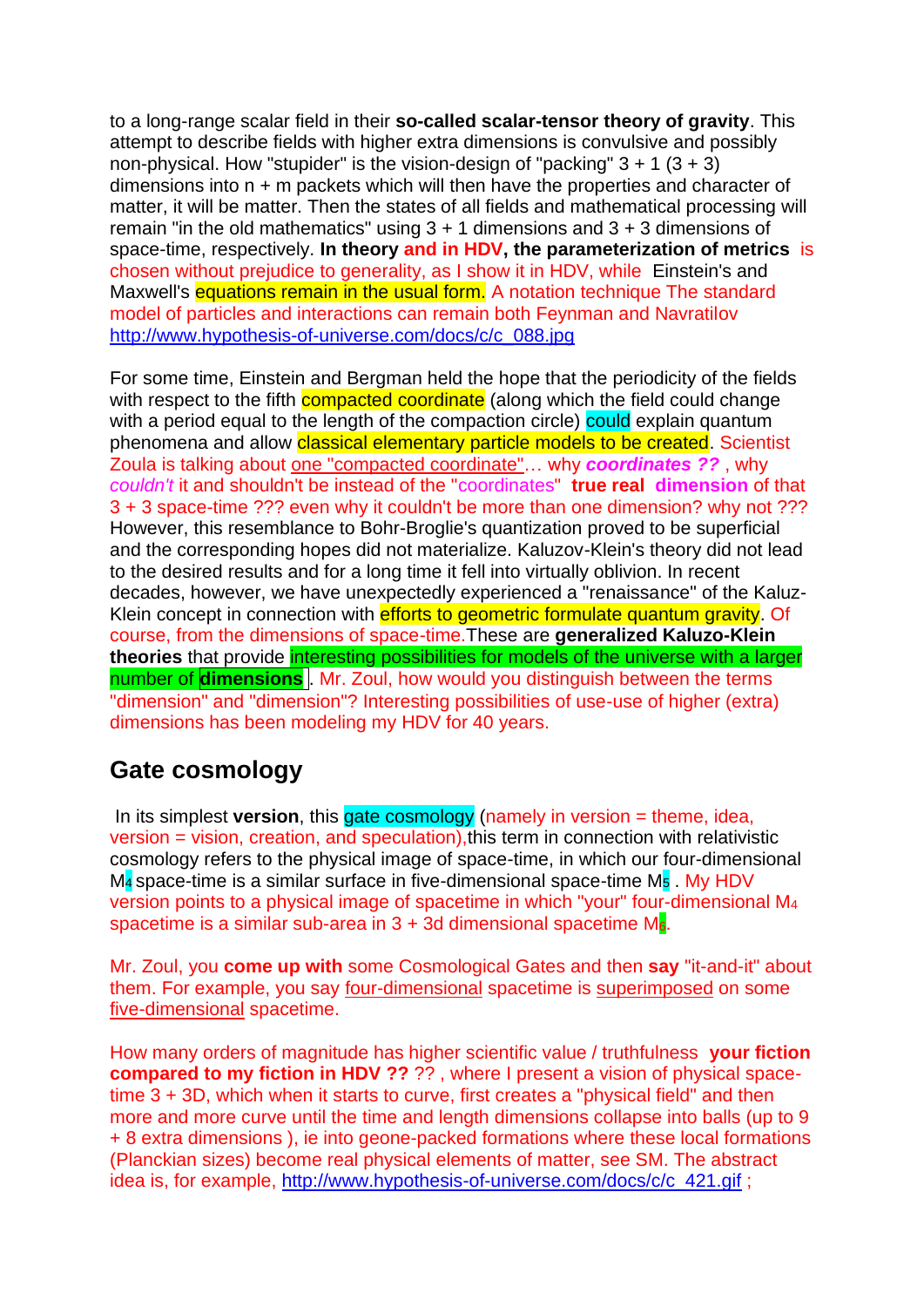to a long-range scalar field in their **so-called scalar-tensor theory of gravity**. This attempt to describe fields with higher extra dimensions is convulsive and possibly non-physical. How "stupider" is the vision-design of "packing" 3 + 1 (3 + 3) dimensions into n + m packets which will then have the properties and character of matter, it will be matter. Then the states of all fields and mathematical processing will remain "in the old mathematics" using 3 + 1 dimensions and 3 + 3 dimensions of space-time, respectively. **In theory and in HDV, the parameterization of metrics** is chosen without prejudice to generality, as I show it in HDV, while Einstein's and Maxwell's equations remain in the usual form. A notation technique The standard model of particles and interactions can remain both Feynman and Navratilov http://www.hypothesis-of-universe.com/docs/c/c_088.jpg

For some time, Einstein and Bergman held the hope that the periodicity of the fields with respect to the fifth compacted coordinate (along which the field could change with a period equal to the length of the compaction circle) could explain quantum phenomena and allow classical elementary particle models to be created. Scientist Zoula is talking about one "compacted coordinate"... why ***coordinates ??*** , why *couldn't* it and shouldn't be instead of the "coordinates" **true real dimension** of that 3 + 3 space-time ??? even why it couldn't be more than one dimension? why not ??? However, this resemblance to Bohr-Broglie's quantization proved to be superficial and the corresponding hopes did not materialize. Kaluzov-Klein's theory did not lead to the desired results and for a long time it fell into virtually oblivion. In recent decades, however, we have unexpectedly experienced a "renaissance" of the Kaluz-Klein concept in connection with efforts to geometric formulate quantum gravity. Of course, from the dimensions of space-time.These are **generalized Kaluzo-Klein theories** that provide interesting possibilities for models of the universe with a larger number of **dimensions** . Mr. Zoul, how would you distinguish between the terms "dimension" and "dimension"? Interesting possibilities of use-use of higher (extra) dimensions has been modeling my HDV for 40 years.

## Gate cosmology

In its simplest **version**, this gate cosmology (namely in version = theme, idea, version = vision, creation, and speculation),this term in connection with relativistic cosmology refers to the physical image of space-time, in which our four-dimensional $M_4$ space-time is a similar surface in five-dimensional space-time $M_5$ . My HDV version points to a physical image of spacetime in which "your" four-dimensional $M_4$ spacetime is a similar sub-area in 3 + 3d dimensional spacetime $M_6$.

Mr. Zoul, you **come up with** some Cosmological Gates and then **say** "it-and-it" about them. For example, you say four-dimensional spacetime is superimposed on some five-dimensional spacetime.

How many orders of magnitude has higher scientific value / truthfulness **your fiction compared to my fiction in HDV ??** ?? , where I present a vision of physical space-time 3 + 3D, which when it starts to curve, first creates a "physical field" and then more and more curve until the time and length dimensions collapse into balls (up to 9 + 8 extra dimensions ), ie into geone-packed formations where these local formations (Planckian sizes) become real physical elements of matter, see SM. The abstract idea is, for example, http://www.hypothesis-of-universe.com/docs/c/c_421.gif ;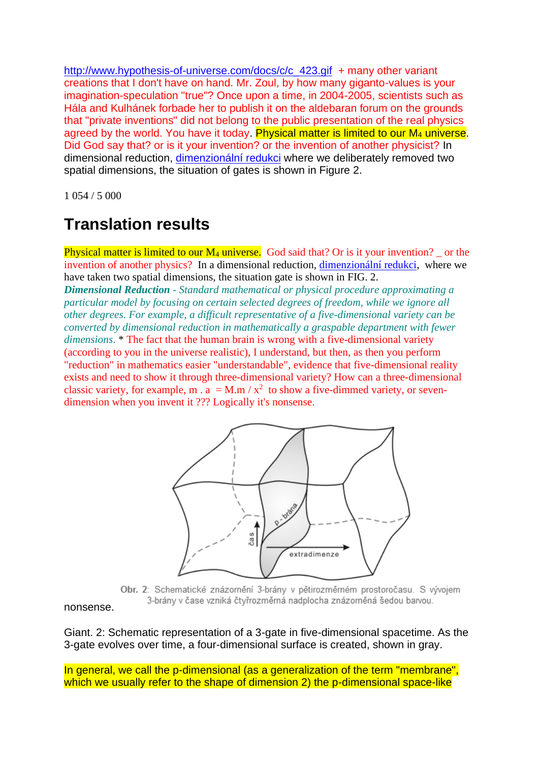http://www.hypothesis-of-universe.com/docs/c/c_423.gif + many other variant creations that I don't have on hand. Mr. Zoul, by how many giganto-values is your imagination-speculation "true"? Once upon a time, in 2004-2005, scientists such as Hála and Kulhánek forbade her to publish it on the aldebaran forum on the grounds that "private inventions" did not belong to the public presentation of the real physics agreed by the world. You have it today. Physical matter is limited to our $M_4$ universe. Did God say that? or is it your invention? or the invention of another physicist? In dimensional reduction, dimenzionální redukci where we deliberately removed two spatial dimensions, the situation of gates is shown in Figure 2.

1 054 / 5 000

# Translation results

Physical matter is limited to our $M_4$ universe. God said that? Or is it your invention? _ or the invention of another physics? In a dimensional reduction, dimenzionální redukci, where we have taken two spatial dimensions, the situation gate is shown in FIG. 2.

***Dimensional Reduction** - Standard mathematical or physical procedure approximating a particular model by focusing on certain selected degrees of freedom, while we ignore all other degrees. For example, a difficult representative of a five-dimensional variety can be converted by dimensional reduction in mathematically a graspable department with fewer dimensions.* * The fact that the human brain is wrong with a five-dimensional variety (according to you in the universe realistic), I understand, but then, as then you perform "reduction" in mathematics easier "understandable", evidence that five-dimensional reality exists and need to show it through three-dimensional variety? How can a three-dimensional classic variety, for example, $m \,.\, a = M.m / x^2$ to show a five-dimmed variety, or seven-dimension when you invent it ??? Logically it's nonsense.

Obr. 2: Schematické znázornění 3-brány v pětirozměrném prostoročasu. S vývojem 3-brány v čase vzniká čtyřrozměrná nadplocha znázorněná šedou barvou.

nonsense.

Giant. 2: Schematic representation of a 3-gate in five-dimensional spacetime. As the 3-gate evolves over time, a four-dimensional surface is created, shown in gray.

In general, we call the p-dimensional (as a generalization of the term "membrane", which we usually refer to the shape of dimension 2) the p-dimensional space-like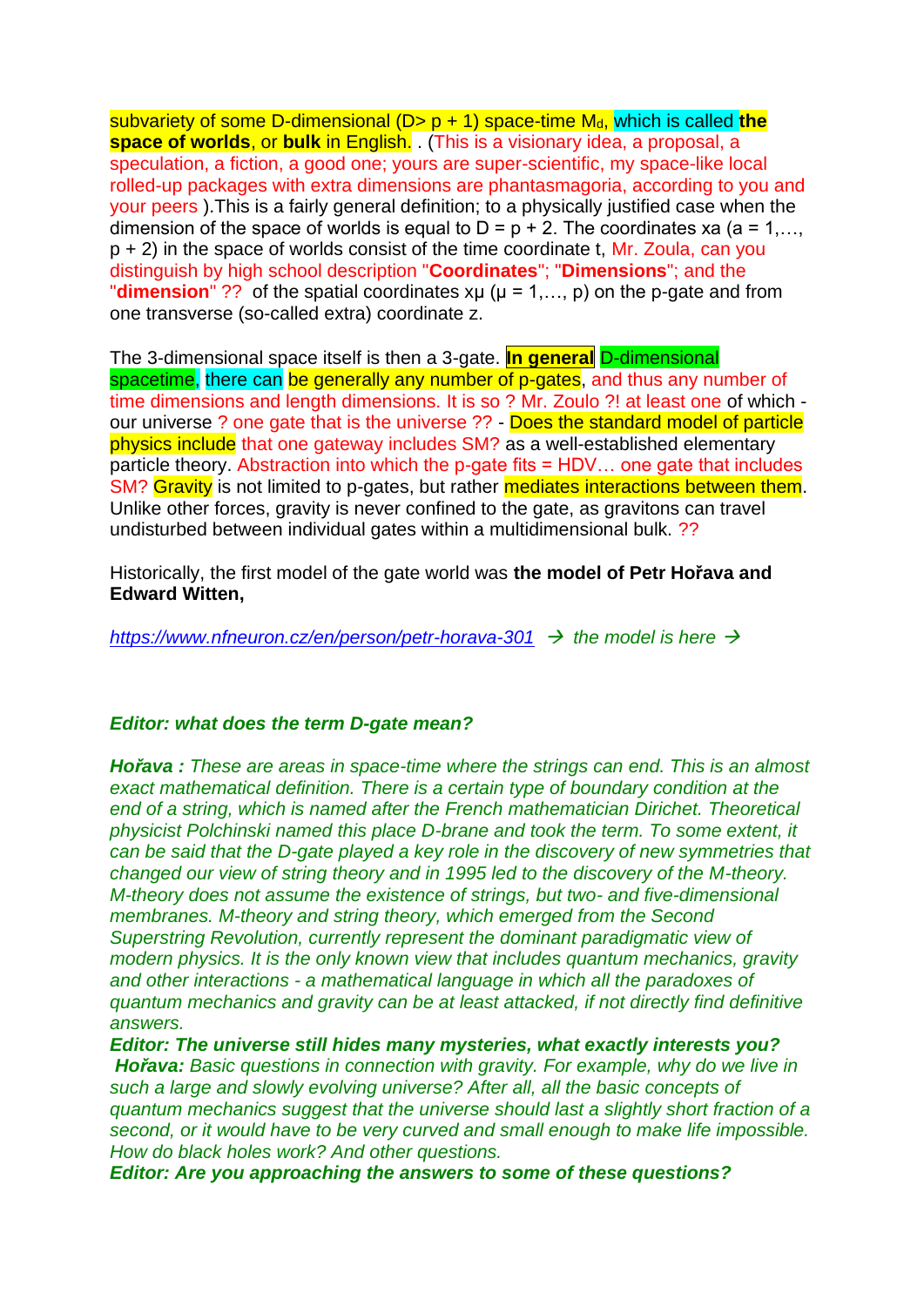subvariety of some D-dimensional ($D > p + 1$) space-time $M_d$, which is called **the space of worlds**, or **bulk** in English. . (This is a visionary idea, a proposal, a speculation, a fiction, a good one; yours are super-scientific, my space-like local rolled-up packages with extra dimensions are phantasmagoria, according to you and your peers ).This is a fairly general definition; to a physically justified case when the dimension of the space of worlds is equal to $D = p + 2$. The coordinates xa ($a = 1,\ldots, p + 2$) in the space of worlds consist of the time coordinate t, Mr. Zoula, can you distinguish by high school description "**Coordinates**"; "**Dimensions**"; and the "**dimension**" ?? of the spatial coordinates $x\mu$ ($\mu = 1,\ldots, p$) on the p-gate and from one transverse (so-called extra) coordinate z.

The 3-dimensional space itself is then a 3-gate. **In general** D-dimensional spacetime, there can be generally any number of p-gates, and thus any number of time dimensions and length dimensions. It is so ? Mr. Zoulo ?! at least one of which - our universe ? one gate that is the universe ?? - Does the standard model of particle physics include that one gateway includes SM? as a well-established elementary particle theory. Abstraction into which the p-gate fits = HDV… one gate that includes SM? Gravity is not limited to p-gates, but rather mediates interactions between them. Unlike other forces, gravity is never confined to the gate, as gravitons can travel undisturbed between individual gates within a multidimensional bulk. ??

Historically, the first model of the gate world was **the model of Petr Hořava and Edward Witten,**

*https://www.nfneuron.cz/en/person/petr-horava-301 → the model is here →*

***Editor: what does the term D-gate mean?***

***Hořava :*** *These are areas in space-time where the strings can end. This is an almost exact mathematical definition. There is a certain type of boundary condition at the end of a string, which is named after the French mathematician Dirichet. Theoretical physicist Polchinski named this place D-brane and took the term. To some extent, it can be said that the D-gate played a key role in the discovery of new symmetries that changed our view of string theory and in 1995 led to the discovery of the M-theory. M-theory does not assume the existence of strings, but two- and five-dimensional membranes. M-theory and string theory, which emerged from the Second Superstring Revolution, currently represent the dominant paradigmatic view of modern physics. It is the only known view that includes quantum mechanics, gravity and other interactions - a mathematical language in which all the paradoxes of quantum mechanics and gravity can be at least attacked, if not directly find definitive answers.*

***Editor: The universe still hides many mysteries, what exactly interests you?***

***Hořava:*** *Basic questions in connection with gravity. For example, why do we live in such a large and slowly evolving universe? After all, all the basic concepts of quantum mechanics suggest that the universe should last a slightly short fraction of a second, or it would have to be very curved and small enough to make life impossible. How do black holes work? And other questions.*

***Editor: Are you approaching the answers to some of these questions?***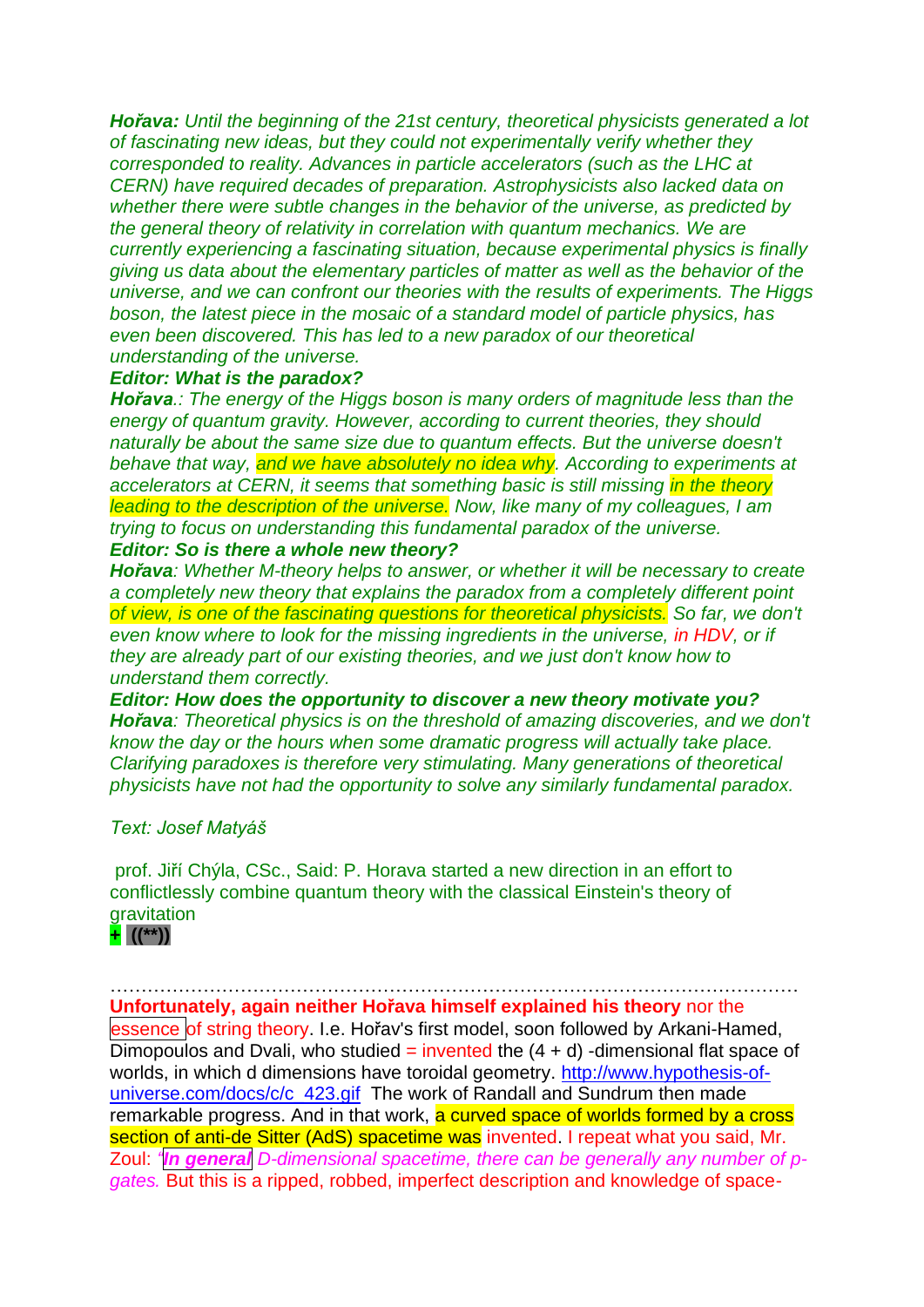***Hořava:*** *Until the beginning of the 21st century, theoretical physicists generated a lot of fascinating new ideas, but they could not experimentally verify whether they corresponded to reality. Advances in particle accelerators (such as the LHC at CERN) have required decades of preparation. Astrophysicists also lacked data on whether there were subtle changes in the behavior of the universe, as predicted by the general theory of relativity in correlation with quantum mechanics. We are currently experiencing a fascinating situation, because experimental physics is finally giving us data about the elementary particles of matter as well as the behavior of the universe, and we can confront our theories with the results of experiments. The Higgs boson, the latest piece in the mosaic of a standard model of particle physics, has even been discovered. This has led to a new paradox of our theoretical understanding of the universe.*

***Editor: What is the paradox?***

***Hořava****.: The energy of the Higgs boson is many orders of magnitude less than the energy of quantum gravity. However, according to current theories, they should naturally be about the same size due to quantum effects. But the universe doesn't behave that way, and we have absolutely no idea why. According to experiments at accelerators at CERN, it seems that something basic is still missing in the theory leading to the description of the universe. Now, like many of my colleagues, I am trying to focus on understanding this fundamental paradox of the universe.*

***Editor: So is there a whole new theory?***

***Hořava****: Whether M-theory helps to answer, or whether it will be necessary to create a completely new theory that explains the paradox from a completely different point of view, is one of the fascinating questions for theoretical physicists. So far, we don't even know where to look for the missing ingredients in the universe, in HDV, or if they are already part of our existing theories, and we just don't know how to understand them correctly.*

***Editor: How does the opportunity to discover a new theory motivate you?***

***Hořava****: Theoretical physics is on the threshold of amazing discoveries, and we don't know the day or the hours when some dramatic progress will actually take place. Clarifying paradoxes is therefore very stimulating. Many generations of theoretical physicists have not had the opportunity to solve any similarly fundamental paradox.*

*Text: Josef Matyáš*

prof. Jiří Chýla, CSc., Said: P. Horava started a new direction in an effort to conflictlessly combine quantum theory with the classical Einstein's theory of gravitation

**+ ((\*\*))**

………………………………………………………………………………………………

**Unfortunately, again neither Hořava himself explained his theory** nor the essence of string theory. I.e. Hořav's first model, soon followed by Arkani-Hamed, Dimopoulos and Dvali, who studied = invented the (4 + d) -dimensional flat space of worlds, in which d dimensions have toroidal geometry. http://www.hypothesis-of-universe.com/docs/c/c_423.gif The work of Randall and Sundrum then made remarkable progress. And in that work, a curved space of worlds formed by a cross section of anti-de Sitter (AdS) spacetime was invented. I repeat what you said, Mr. Zoul: *"**In general** D-dimensional spacetime, there can be generally any number of p-gates.* But this is a ripped, robbed, imperfect description and knowledge of space-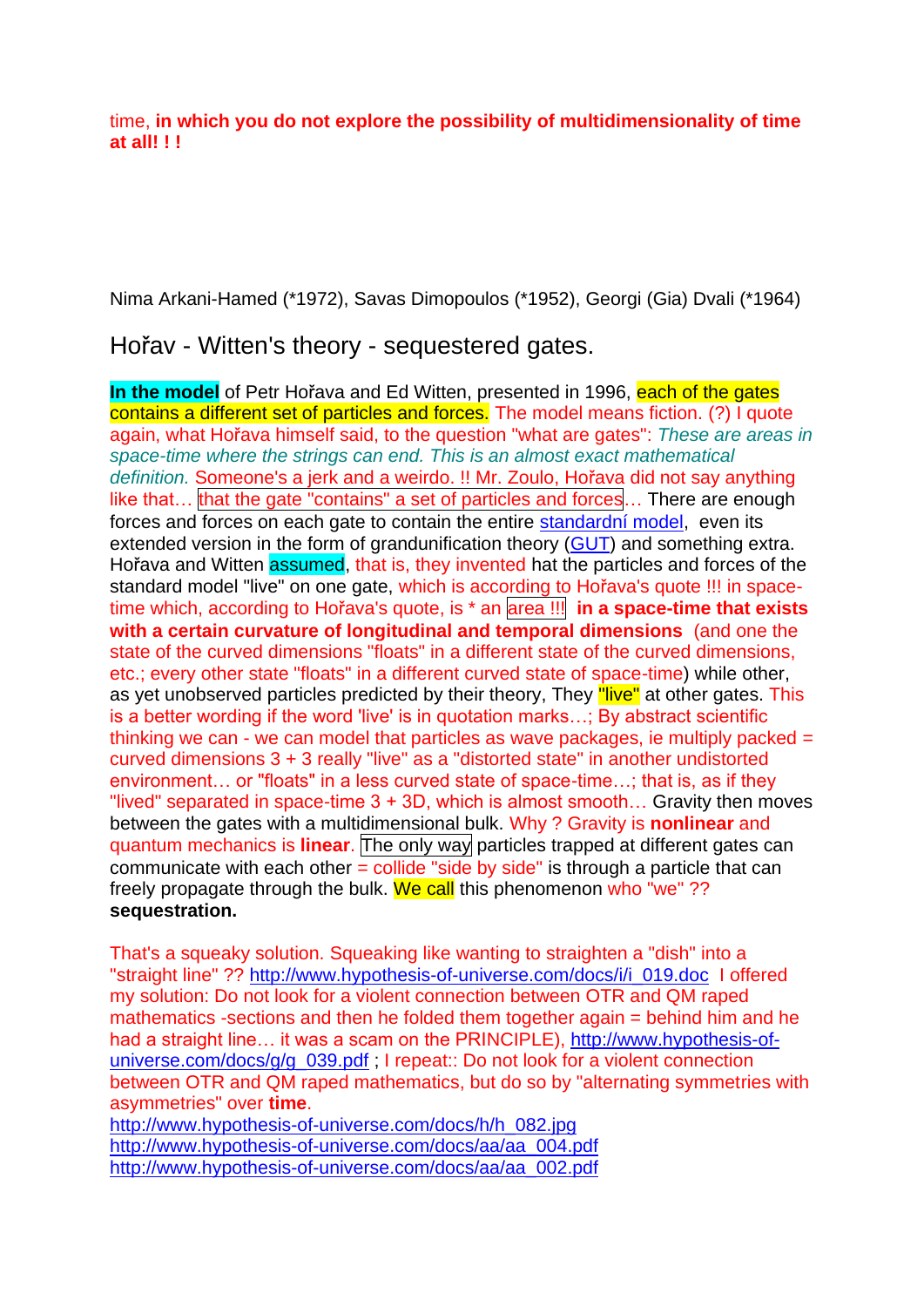time, **in which you do not explore the possibility of multidimensionality of time at all! ! !**

Nima Arkani-Hamed (*1972), Savas Dimopoulos (*1952), Georgi (Gia) Dvali (*1964)

## Hořav - Witten's theory - sequestered gates.

**In the model** of Petr Hořava and Ed Witten, presented in 1996, each of the gates contains a different set of particles and forces. The model means fiction. (?) I quote again, what Hořava himself said, to the question "what are gates": *These are areas in space-time where the strings can end. This is an almost exact mathematical definition.* Someone's a jerk and a weirdo. !! Mr. Zoulo, Hořava did not say anything like that… that the gate "contains" a set of particles and forces… There are enough forces and forces on each gate to contain the entire standardní model, even its extended version in the form of grandunification theory (GUT) and something extra. Hořava and Witten assumed, that is, they invented hat the particles and forces of the standard model "live" on one gate, which is according to Hořava's quote !!! in space-time which, according to Hořava's quote, is * an area !!! **in a space-time that exists with a certain curvature of longitudinal and temporal dimensions** (and one the state of the curved dimensions "floats" in a different state of the curved dimensions, etc.; every other state "floats" in a different curved state of space-time) while other, as yet unobserved particles predicted by their theory, They "live" at other gates. This is a better wording if the word 'live' is in quotation marks…; By abstract scientific thinking we can - we can model that particles as wave packages, ie multiply packed = curved dimensions 3 + 3 really "live" as a "distorted state" in another undistorted environment… or "floats" in a less curved state of space-time…; that is, as if they "lived" separated in space-time 3 + 3D, which is almost smooth… Gravity then moves between the gates with a multidimensional bulk. Why ? Gravity is **nonlinear** and quantum mechanics is **linear**. The only way particles trapped at different gates can communicate with each other = collide "side by side" is through a particle that can freely propagate through the bulk. We call this phenomenon who "we" ?? **sequestration.**

That's a squeaky solution. Squeaking like wanting to straighten a "dish" into a "straight line" ?? http://www.hypothesis-of-universe.com/docs/i/i_019.doc I offered my solution: Do not look for a violent connection between OTR and QM raped mathematics -sections and then he folded them together again = behind him and he had a straight line… it was a scam on the PRINCIPLE), http://www.hypothesis-of-universe.com/docs/g/g_039.pdf ; I repeat:: Do not look for a violent connection between OTR and QM raped mathematics, but do so by "alternating symmetries with asymmetries" over **time**.
http://www.hypothesis-of-universe.com/docs/h/h_082.jpg
http://www.hypothesis-of-universe.com/docs/aa/aa_004.pdf
http://www.hypothesis-of-universe.com/docs/aa/aa_002.pdf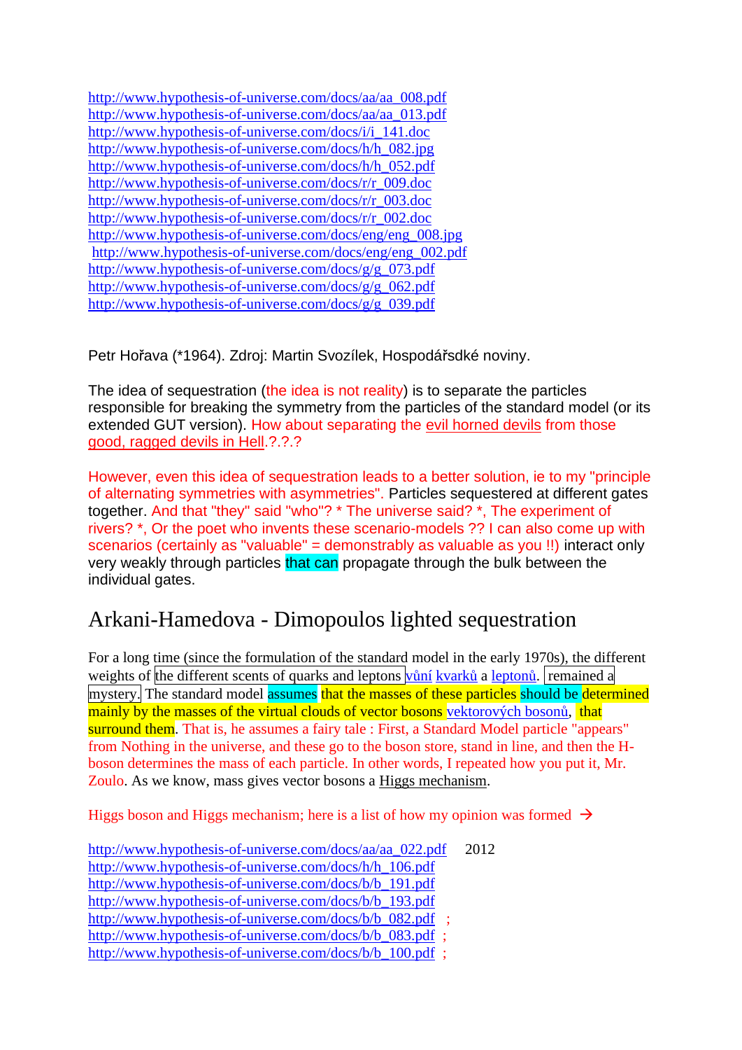http://www.hypothesis-of-universe.com/docs/aa/aa_008.pdf
http://www.hypothesis-of-universe.com/docs/aa/aa_013.pdf
http://www.hypothesis-of-universe.com/docs/i/i_141.doc
http://www.hypothesis-of-universe.com/docs/h/h_082.jpg
http://www.hypothesis-of-universe.com/docs/h/h_052.pdf
http://www.hypothesis-of-universe.com/docs/r/r_009.doc
http://www.hypothesis-of-universe.com/docs/r/r_003.doc
http://www.hypothesis-of-universe.com/docs/r/r_002.doc
http://www.hypothesis-of-universe.com/docs/eng/eng_008.jpg
http://www.hypothesis-of-universe.com/docs/eng/eng_002.pdf
http://www.hypothesis-of-universe.com/docs/g/g_073.pdf
http://www.hypothesis-of-universe.com/docs/g/g_062.pdf
http://www.hypothesis-of-universe.com/docs/g/g_039.pdf

Petr Hořava (*1964). Zdroj: Martin Svozílek, Hospodářské noviny.

The idea of sequestration (the idea is not reality) is to separate the particles responsible for breaking the symmetry from the particles of the standard model (or its extended GUT version). How about separating the evil horned devils from those good, ragged devils in Hell.?.?.?

However, even this idea of sequestration leads to a better solution, ie to my "principle of alternating symmetries with asymmetries". Particles sequestered at different gates together. And that "they" said "who"? * The universe said? *, The experiment of rivers? *, Or the poet who invents these scenario-models ?? I can also come up with scenarios (certainly as "valuable" = demonstrably as valuable as you !!) interact only very weakly through particles that can propagate through the bulk between the individual gates.

## Arkani-Hamedova - Dimopoulos lighted sequestration

For a long time (since the formulation of the standard model in the early 1970s), the different weights of the different scents of quarks and leptons vůní kvarků a leptonů. remained a mystery. The standard model assumes that the masses of these particles should be determined mainly by the masses of the virtual clouds of vector bosons vektorových bosonů, that surround them. That is, he assumes a fairy tale : First, a Standard Model particle "appears" from Nothing in the universe, and these go to the boson store, stand in line, and then the H-boson determines the mass of each particle. In other words, I repeated how you put it, Mr. Zoulo. As we know, mass gives vector bosons a Higgs mechanism.

Higgs boson and Higgs mechanism; here is a list of how my opinion was formed →

http://www.hypothesis-of-universe.com/docs/aa/aa_022.pdf 2012
http://www.hypothesis-of-universe.com/docs/h/h_106.pdf
http://www.hypothesis-of-universe.com/docs/b/b_191.pdf
http://www.hypothesis-of-universe.com/docs/b/b_193.pdf
http://www.hypothesis-of-universe.com/docs/b/b_082.pdf ;
http://www.hypothesis-of-universe.com/docs/b/b_083.pdf ;
http://www.hypothesis-of-universe.com/docs/b/b_100.pdf ;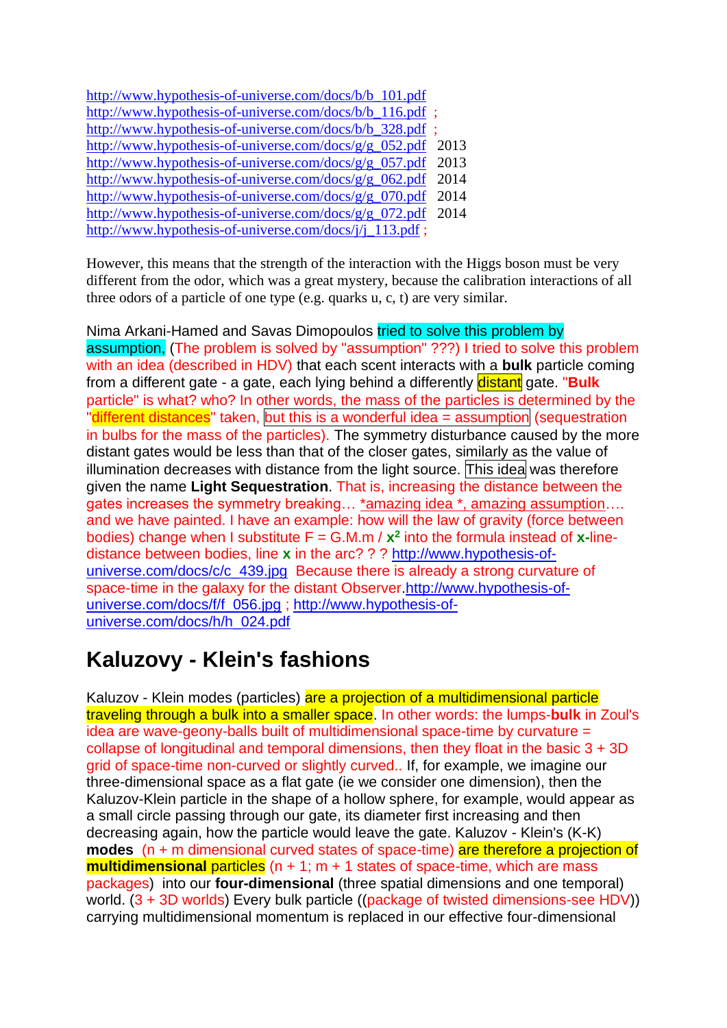http://www.hypothesis-of-universe.com/docs/b/b_101.pdf
http://www.hypothesis-of-universe.com/docs/b/b_116.pdf ;
http://www.hypothesis-of-universe.com/docs/b/b_328.pdf ;
http://www.hypothesis-of-universe.com/docs/g/g_052.pdf 2013
http://www.hypothesis-of-universe.com/docs/g/g_057.pdf 2013
http://www.hypothesis-of-universe.com/docs/g/g_062.pdf 2014
http://www.hypothesis-of-universe.com/docs/g/g_070.pdf 2014
http://www.hypothesis-of-universe.com/docs/g/g_072.pdf 2014
http://www.hypothesis-of-universe.com/docs/j/j_113.pdf ;

However, this means that the strength of the interaction with the Higgs boson must be very different from the odor, which was a great mystery, because the calibration interactions of all three odors of a particle of one type (e.g. quarks u, c, t) are very similar.

Nima Arkani-Hamed and Savas Dimopoulos tried to solve this problem by assumption, (The problem is solved by "assumption" ???) I tried to solve this problem with an idea (described in HDV) that each scent interacts with a **bulk** particle coming from a different gate - a gate, each lying behind a differently distant gate. "**Bulk** particle" is what? who? In other words, the mass of the particles is determined by the "different distances" taken, but this is a wonderful idea = assumption (sequestration in bulbs for the mass of the particles). The symmetry disturbance caused by the more distant gates would be less than that of the closer gates, similarly as the value of illumination decreases with distance from the light source. This idea was therefore given the name **Light Sequestration**. That is, increasing the distance between the gates increases the symmetry breaking… *amazing idea *, amazing assumption…. and we have painted. I have an example: how will the law of gravity (force between bodies) change when I substitute $F = G.M.m / x^2$ into the formula instead of **x**-line-distance between bodies, line **x** in the arc? ? ? http://www.hypothesis-of-universe.com/docs/c/c_439.jpg Because there is already a strong curvature of space-time in the galaxy for the distant Observer.http://www.hypothesis-of-universe.com/docs/f/f_056.jpg ; http://www.hypothesis-of-universe.com/docs/h/h_024.pdf

## Kaluzovy - Klein's fashions

Kaluzov - Klein modes (particles) are a projection of a multidimensional particle traveling through a bulk into a smaller space. In other words: the lumps-**bulk** in Zoul's idea are wave-geony-balls built of multidimensional space-time by curvature = collapse of longitudinal and temporal dimensions, then they float in the basic 3 + 3D grid of space-time non-curved or slightly curved.. If, for example, we imagine our three-dimensional space as a flat gate (ie we consider one dimension), then the Kaluzov-Klein particle in the shape of a hollow sphere, for example, would appear as a small circle passing through our gate, its diameter first increasing and then decreasing again, how the particle would leave the gate. Kaluzov - Klein's (K-K) **modes** (n + m dimensional curved states of space-time) are therefore a projection of **multidimensional** particles (n + 1; m + 1 states of space-time, which are mass packages) into our **four-dimensional** (three spatial dimensions and one temporal) world. (3 + 3D worlds) Every bulk particle ((package of twisted dimensions-see HDV)) carrying multidimensional momentum is replaced in our effective four-dimensional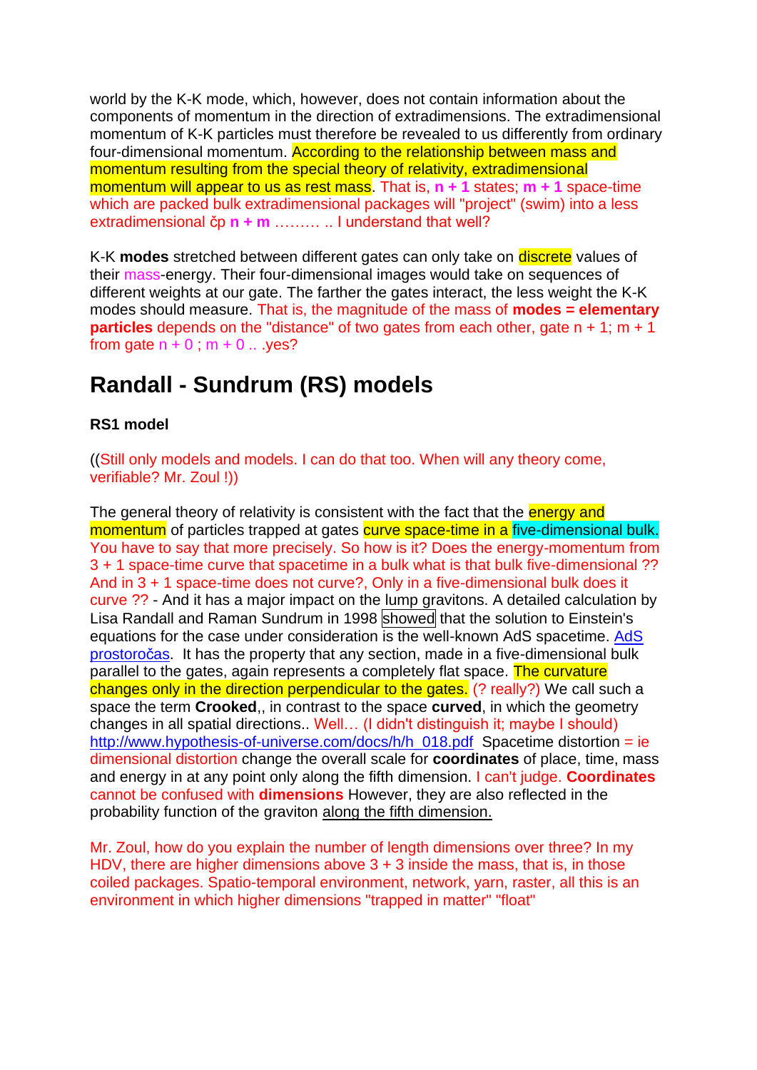world by the K-K mode, which, however, does not contain information about the components of momentum in the direction of extradimensions. The extradimensional momentum of K-K particles must therefore be revealed to us differently from ordinary four-dimensional momentum. According to the relationship between mass and momentum resulting from the special theory of relativity, extradimensional momentum will appear to us as rest mass. That is, **n + 1** states; **m + 1** space-time which are packed bulk extradimensional packages will "project" (swim) into a less extradimensional čp **n + m** ……… .. I understand that well?

K-K **modes** stretched between different gates can only take on discrete values of their mass-energy. Their four-dimensional images would take on sequences of different weights at our gate. The farther the gates interact, the less weight the K-K modes should measure. That is, the magnitude of the mass of **modes = elementary particles** depends on the "distance" of two gates from each other, gate n + 1; m + 1 from gate n + 0 ; m + 0 .. .yes?

## Randall - Sundrum (RS) models

### RS1 model

((Still only models and models. I can do that too. When will any theory come, verifiable? Mr. Zoul !))

The general theory of relativity is consistent with the fact that the energy and momentum of particles trapped at gates curve space-time in a five-dimensional bulk. You have to say that more precisely. So how is it? Does the energy-momentum from 3 + 1 space-time curve that spacetime in a bulk what is that bulk five-dimensional ?? And in 3 + 1 space-time does not curve?, Only in a five-dimensional bulk does it curve ?? - And it has a major impact on the lump gravitons. A detailed calculation by Lisa Randall and Raman Sundrum in 1998 showed that the solution to Einstein's equations for the case under consideration is the well-known AdS spacetime. AdS prostoročas. It has the property that any section, made in a five-dimensional bulk parallel to the gates, again represents a completely flat space. The curvature changes only in the direction perpendicular to the gates. (? really?) We call such a space the term **Crooked**,, in contrast to the space **curved**, in which the geometry changes in all spatial directions.. Well… (I didn't distinguish it; maybe I should) http://www.hypothesis-of-universe.com/docs/h/h_018.pdf Spacetime distortion = ie dimensional distortion change the overall scale for **coordinates** of place, time, mass and energy in at any point only along the fifth dimension. I can't judge. **Coordinates** cannot be confused with **dimensions** However, they are also reflected in the probability function of the graviton along the fifth dimension.

Mr. Zoul, how do you explain the number of length dimensions over three? In my HDV, there are higher dimensions above 3 + 3 inside the mass, that is, in those coiled packages. Spatio-temporal environment, network, yarn, raster, all this is an environment in which higher dimensions "trapped in matter" "float"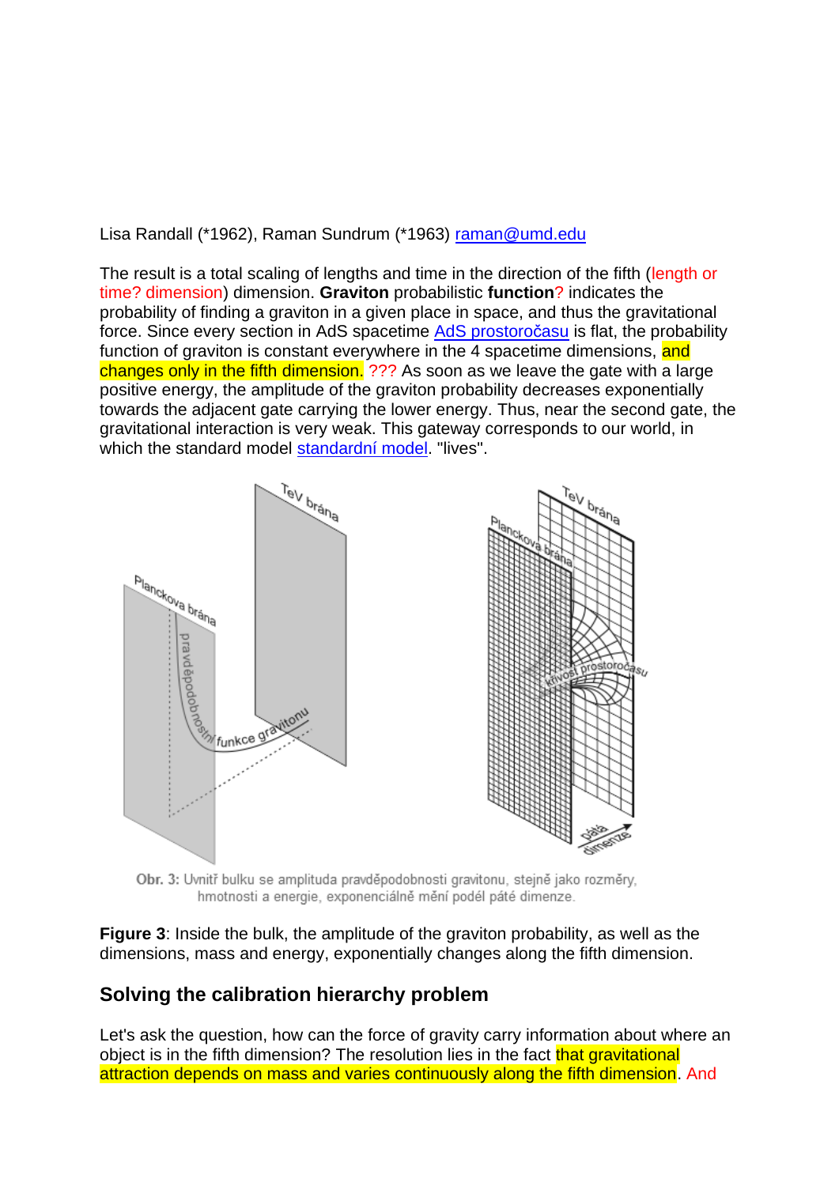Lisa Randall (*1962), Raman Sundrum (*1963) raman@umd.edu

The result is a total scaling of lengths and time in the direction of the fifth (length or time? dimension) dimension. **Graviton** probabilistic **function**? indicates the probability of finding a graviton in a given place in space, and thus the gravitational force. Since every section in AdS spacetime AdS prostoročasu is flat, the probability function of graviton is constant everywhere in the 4 spacetime dimensions, and changes only in the fifth dimension. ??? As soon as we leave the gate with a large positive energy, the amplitude of the graviton probability decreases exponentially towards the adjacent gate carrying the lower energy. Thus, near the second gate, the gravitational interaction is very weak. This gateway corresponds to our world, in which the standard model standardní model. "lives".

Obr. 3: Uvnitř bulku se amplituda pravděpodobnosti gravitonu, stejně jako rozměry, hmotnosti a energie, exponenciálně mění podél páté dimenze.

**Figure 3**: Inside the bulk, the amplitude of the graviton probability, as well as the dimensions, mass and energy, exponentially changes along the fifth dimension.

## Solving the calibration hierarchy problem

Let's ask the question, how can the force of gravity carry information about where an object is in the fifth dimension? The resolution lies in the fact that gravitational attraction depends on mass and varies continuously along the fifth dimension. And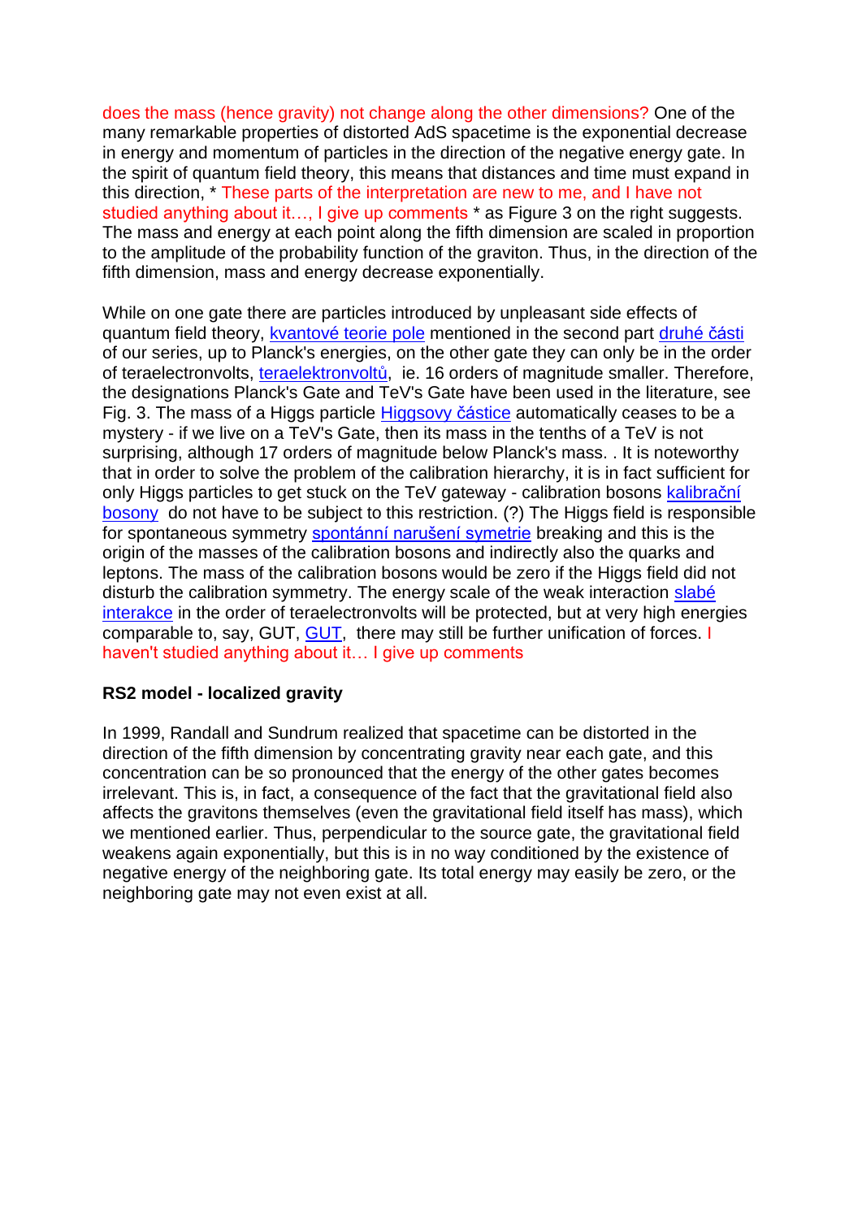does the mass (hence gravity) not change along the other dimensions? One of the many remarkable properties of distorted AdS spacetime is the exponential decrease in energy and momentum of particles in the direction of the negative energy gate. In the spirit of quantum field theory, this means that distances and time must expand in this direction, * These parts of the interpretation are new to me, and I have not studied anything about it…, I give up comments * as Figure 3 on the right suggests. The mass and energy at each point along the fifth dimension are scaled in proportion to the amplitude of the probability function of the graviton. Thus, in the direction of the fifth dimension, mass and energy decrease exponentially.

While on one gate there are particles introduced by unpleasant side effects of quantum field theory, kvantové teorie pole mentioned in the second part druhé části of our series, up to Planck's energies, on the other gate they can only be in the order of teraelectronvolts, teraelektronvoltů, ie. 16 orders of magnitude smaller. Therefore, the designations Planck's Gate and TeV's Gate have been used in the literature, see Fig. 3. The mass of a Higgs particle Higgsovy částice automatically ceases to be a mystery - if we live on a TeV's Gate, then its mass in the tenths of a TeV is not surprising, although 17 orders of magnitude below Planck's mass. . It is noteworthy that in order to solve the problem of the calibration hierarchy, it is in fact sufficient for only Higgs particles to get stuck on the TeV gateway - calibration bosons kalibrační bosony do not have to be subject to this restriction. (?) The Higgs field is responsible for spontaneous symmetry spontánní narušení symetrie breaking and this is the origin of the masses of the calibration bosons and indirectly also the quarks and leptons. The mass of the calibration bosons would be zero if the Higgs field did not disturb the calibration symmetry. The energy scale of the weak interaction slabé interakce in the order of teraelectronvolts will be protected, but at very high energies comparable to, say, GUT, GUT, there may still be further unification of forces. I haven't studied anything about it… I give up comments

**RS2 model - localized gravity**

In 1999, Randall and Sundrum realized that spacetime can be distorted in the direction of the fifth dimension by concentrating gravity near each gate, and this concentration can be so pronounced that the energy of the other gates becomes irrelevant. This is, in fact, a consequence of the fact that the gravitational field also affects the gravitons themselves (even the gravitational field itself has mass), which we mentioned earlier. Thus, perpendicular to the source gate, the gravitational field weakens again exponentially, but this is in no way conditioned by the existence of negative energy of the neighboring gate. Its total energy may easily be zero, or the neighboring gate may not even exist at all.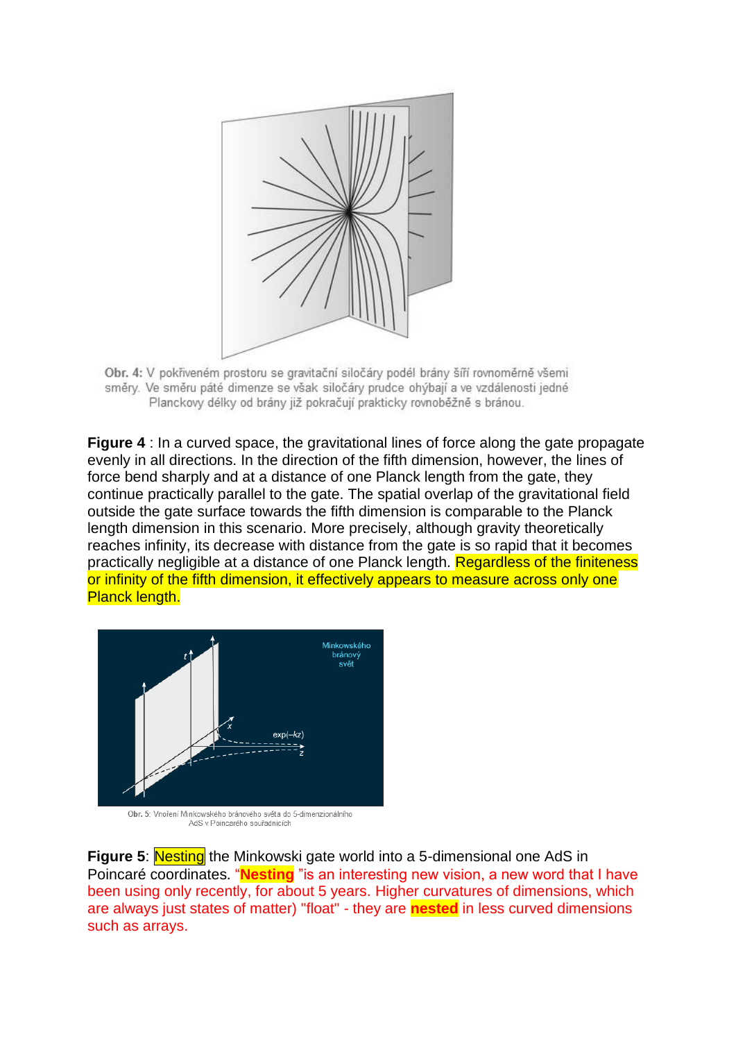Obr. 4: V pokřiveném prostoru se gravitační siločáry podél brány šíří rovnoměrně všemi směry. Ve směru páté dimenze se však siločáry prudce ohýbají a ve vzdálenosti jedné Planckovy délky od brány již pokračují prakticky rovnoběžně s bránou.

**Figure 4** : In a curved space, the gravitational lines of force along the gate propagate evenly in all directions. In the direction of the fifth dimension, however, the lines of force bend sharply and at a distance of one Planck length from the gate, they continue practically parallel to the gate. The spatial overlap of the gravitational field outside the gate surface towards the fifth dimension is comparable to the Planck length dimension in this scenario. More precisely, although gravity theoretically reaches infinity, its decrease with distance from the gate is so rapid that it becomes practically negligible at a distance of one Planck length. Regardless of the finiteness or infinity of the fifth dimension, it effectively appears to measure across only one Planck length.

Obr. 5: Vnoření Minkowského bránového světa do 5-dimenzionálního AdS v Poincarého souřadnicích

**Figure 5**: Nesting the Minkowski gate world into a 5-dimensional one AdS in Poincaré coordinates. "**Nesting** "is an interesting new vision, a new word that I have been using only recently, for about 5 years. Higher curvatures of dimensions, which are always just states of matter) "float" - they are **nested** in less curved dimensions such as arrays.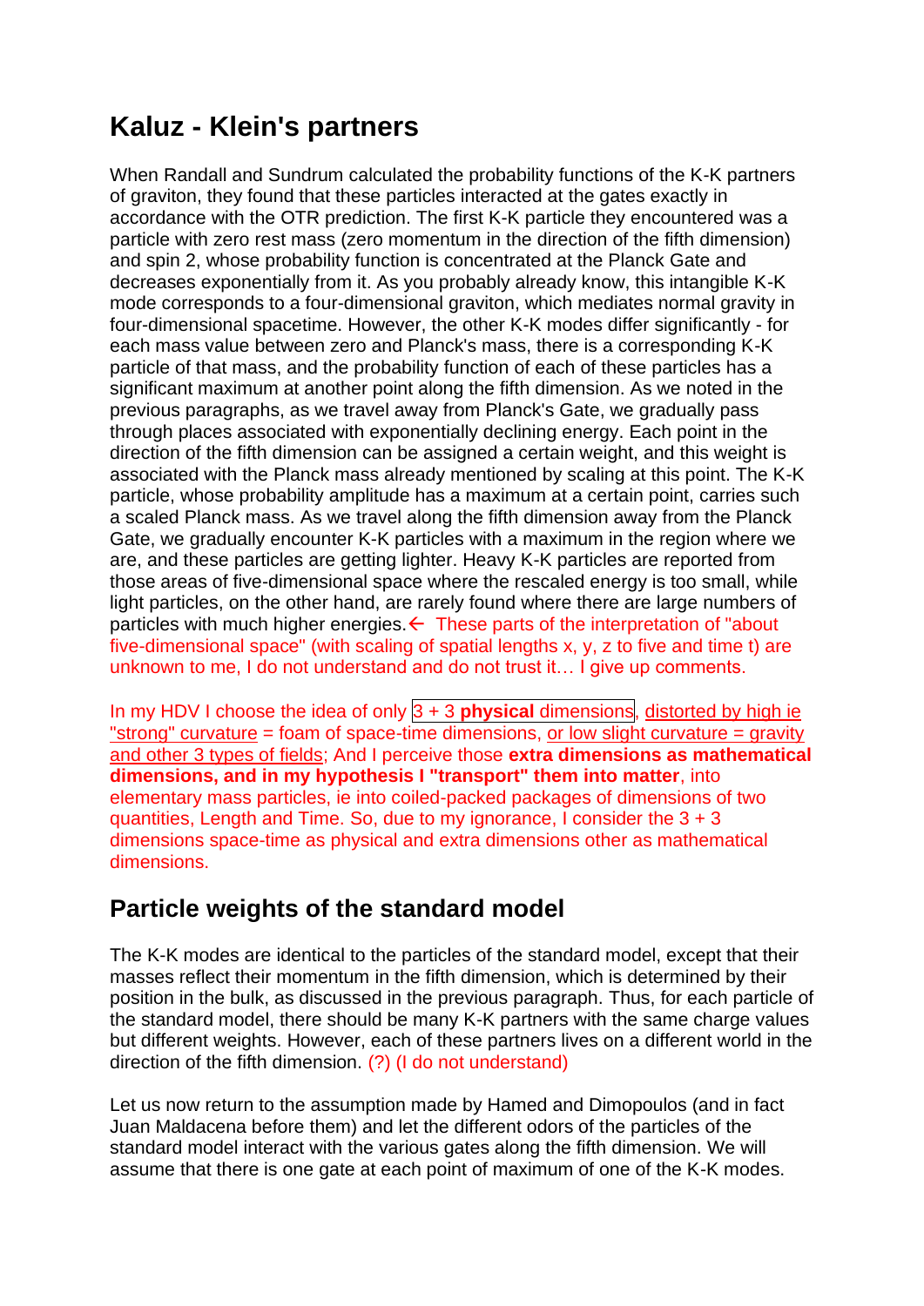## Kaluz - Klein's partners

When Randall and Sundrum calculated the probability functions of the K-K partners of graviton, they found that these particles interacted at the gates exactly in accordance with the OTR prediction. The first K-K particle they encountered was a particle with zero rest mass (zero momentum in the direction of the fifth dimension) and spin 2, whose probability function is concentrated at the Planck Gate and decreases exponentially from it. As you probably already know, this intangible K-K mode corresponds to a four-dimensional graviton, which mediates normal gravity in four-dimensional spacetime. However, the other K-K modes differ significantly - for each mass value between zero and Planck's mass, there is a corresponding K-K particle of that mass, and the probability function of each of these particles has a significant maximum at another point along the fifth dimension. As we noted in the previous paragraphs, as we travel away from Planck's Gate, we gradually pass through places associated with exponentially declining energy. Each point in the direction of the fifth dimension can be assigned a certain weight, and this weight is associated with the Planck mass already mentioned by scaling at this point. The K-K particle, whose probability amplitude has a maximum at a certain point, carries such a scaled Planck mass. As we travel along the fifth dimension away from the Planck Gate, we gradually encounter K-K particles with a maximum in the region where we are, and these particles are getting lighter. Heavy K-K particles are reported from those areas of five-dimensional space where the rescaled energy is too small, while light particles, on the other hand, are rarely found where there are large numbers of particles with much higher energies.← These parts of the interpretation of "about five-dimensional space" (with scaling of spatial lengths x, y, z to five and time t) are unknown to me, I do not understand and do not trust it… I give up comments.

In my HDV I choose the idea of only 3 + 3 **physical** dimensions, distorted by high ie "strong" curvature = foam of space-time dimensions, or low slight curvature = gravity and other 3 types of fields; And I perceive those **extra dimensions as mathematical dimensions, and in my hypothesis I "transport" them into matter**, into elementary mass particles, ie into coiled-packed packages of dimensions of two quantities, Length and Time. So, due to my ignorance, I consider the 3 + 3 dimensions space-time as physical and extra dimensions other as mathematical dimensions.

## Particle weights of the standard model

The K-K modes are identical to the particles of the standard model, except that their masses reflect their momentum in the fifth dimension, which is determined by their position in the bulk, as discussed in the previous paragraph. Thus, for each particle of the standard model, there should be many K-K partners with the same charge values but different weights. However, each of these partners lives on a different world in the direction of the fifth dimension. (?) (I do not understand)

Let us now return to the assumption made by Hamed and Dimopoulos (and in fact Juan Maldacena before them) and let the different odors of the particles of the standard model interact with the various gates along the fifth dimension. We will assume that there is one gate at each point of maximum of one of the K-K modes.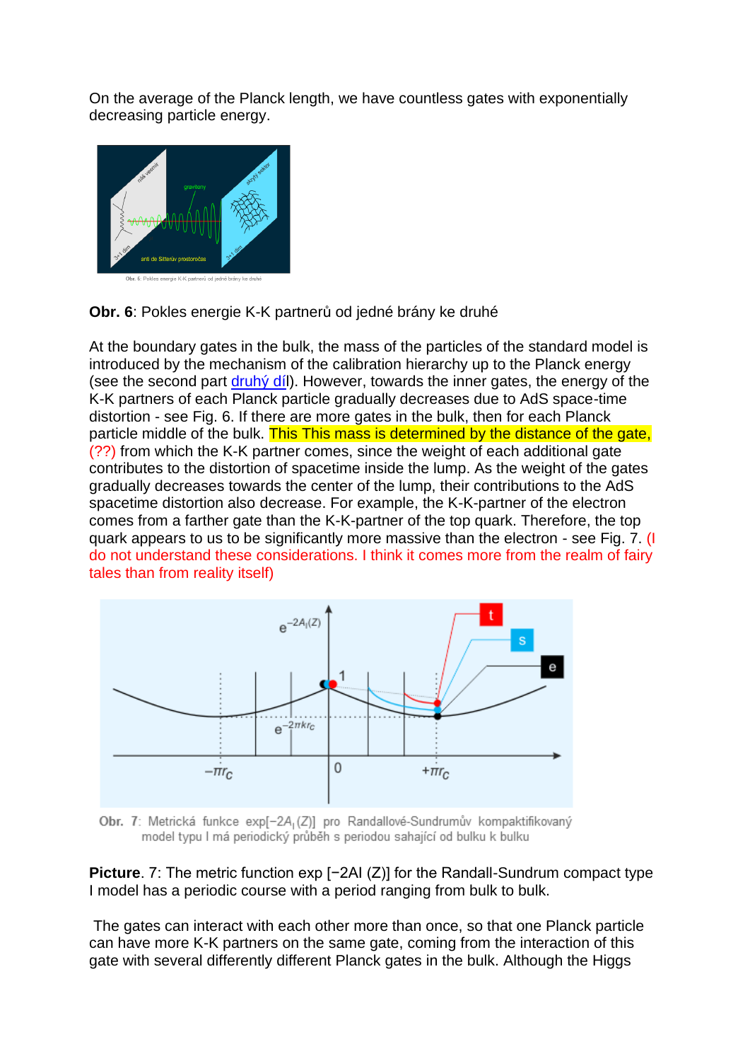On the average of the Planck length, we have countless gates with exponentially decreasing particle energy.

Obr. 6: Pokles energie K-K partnerů od jedné brány ke druhé

**Obr. 6**: Pokles energie K-K partnerů od jedné brány ke druhé

At the boundary gates in the bulk, the mass of the particles of the standard model is introduced by the mechanism of the calibration hierarchy up to the Planck energy (see the second part [druhý díl]). However, towards the inner gates, the energy of the K-K partners of each Planck particle gradually decreases due to AdS space-time distortion - see Fig. 6. If there are more gates in the bulk, then for each Planck particle middle of the bulk. This This mass is determined by the distance of the gate, (??) from which the K-K partner comes, since the weight of each additional gate contributes to the distortion of spacetime inside the lump. As the weight of the gates gradually decreases towards the center of the lump, their contributions to the AdS spacetime distortion also decrease. For example, the K-K-partner of the electron comes from a farther gate than the K-K-partner of the top quark. Therefore, the top quark appears to us to be significantly more massive than the electron - see Fig. 7. (I do not understand these considerations. I think it comes more from the realm of fairy tales than from reality itself)

Obr. 7: Metrická funkce $\exp[-2A_l(Z)]$ pro Randallové-Sundrumův kompaktifikovaný model typu I má periodický průběh s periodou sahající od bulku k bulku

**Picture**. 7: The metric function exp [−2Al (Z)] for the Randall-Sundrum compact type I model has a periodic course with a period ranging from bulk to bulk.

The gates can interact with each other more than once, so that one Planck particle can have more K-K partners on the same gate, coming from the interaction of this gate with several differently different Planck gates in the bulk. Although the Higgs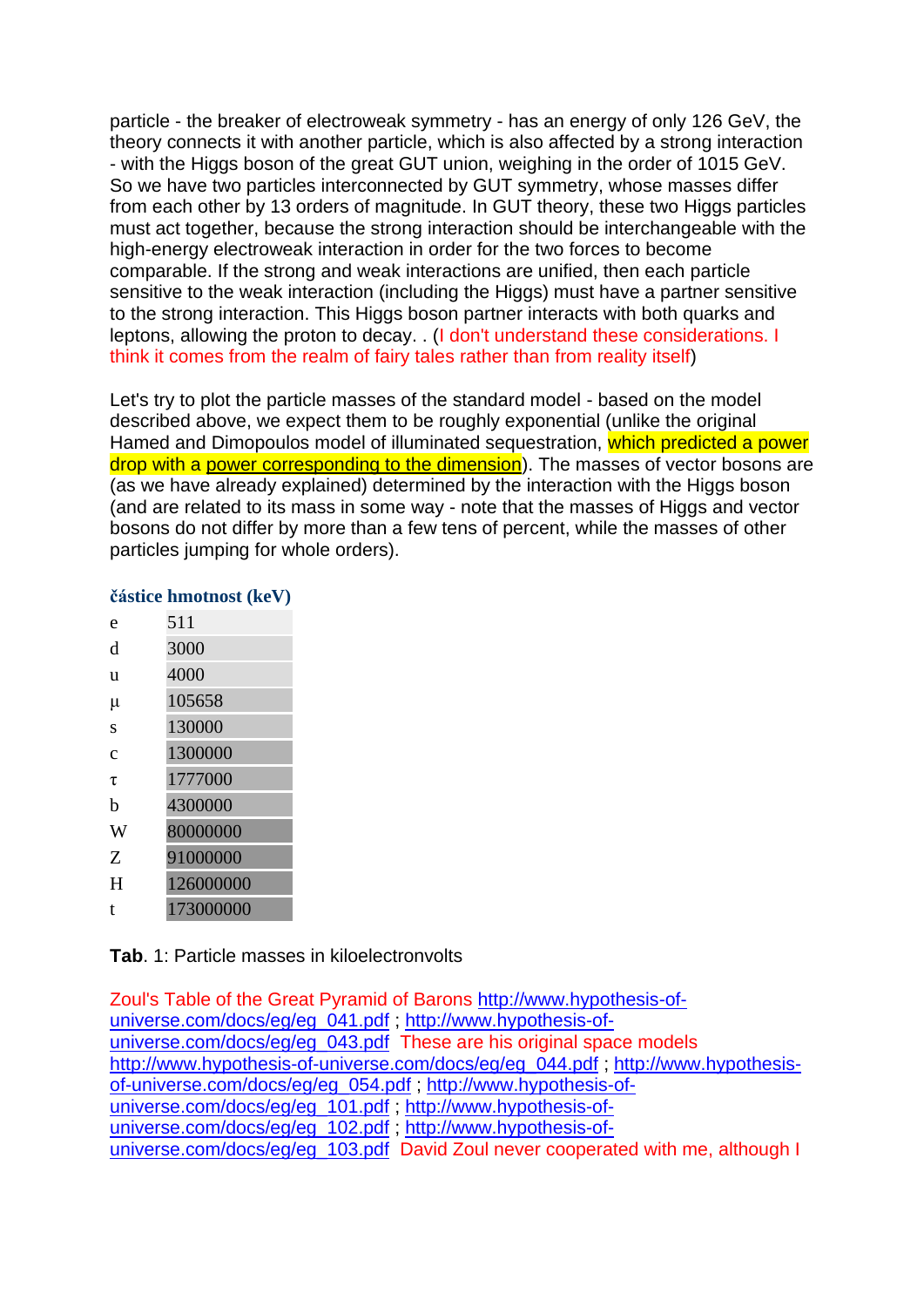particle - the breaker of electroweak symmetry - has an energy of only 126 GeV, the theory connects it with another particle, which is also affected by a strong interaction - with the Higgs boson of the great GUT union, weighing in the order of 1015 GeV. So we have two particles interconnected by GUT symmetry, whose masses differ from each other by 13 orders of magnitude. In GUT theory, these two Higgs particles must act together, because the strong interaction should be interchangeable with the high-energy electroweak interaction in order for the two forces to become comparable. If the strong and weak interactions are unified, then each particle sensitive to the weak interaction (including the Higgs) must have a partner sensitive to the strong interaction. This Higgs boson partner interacts with both quarks and leptons, allowing the proton to decay. . (I don't understand these considerations. I think it comes from the realm of fairy tales rather than from reality itself)

Let's try to plot the particle masses of the standard model - based on the model described above, we expect them to be roughly exponential (unlike the original Hamed and Dimopoulos model of illuminated sequestration, which predicted a power drop with a power corresponding to the dimension). The masses of vector bosons are (as we have already explained) determined by the interaction with the Higgs boson (and are related to its mass in some way - note that the masses of Higgs and vector bosons do not differ by more than a few tens of percent, while the masses of other particles jumping for whole orders).

| částice | hmotnost (keV) |
|---|---|
| e | 511 |
| d | 3000 |
| u | 4000 |
| μ | 105658 |
| s | 130000 |
| c | 1300000 |
| τ | 1777000 |
| b | 4300000 |
| W | 80000000 |
| Z | 91000000 |
| H | 126000000 |
| t | 173000000 |

**Tab**. 1: Particle masses in kiloelectronvolts

Zoul's Table of the Great Pyramid of Barons http://www.hypothesis-of-universe.com/docs/eg/eg_041.pdf ; http://www.hypothesis-of-universe.com/docs/eg/eg_043.pdf These are his original space models http://www.hypothesis-of-universe.com/docs/eg/eg_044.pdf ; http://www.hypothesis-of-universe.com/docs/eg/eg_054.pdf ; http://www.hypothesis-of-universe.com/docs/eg/eg_101.pdf ; http://www.hypothesis-of-universe.com/docs/eg/eg_102.pdf ; http://www.hypothesis-of-universe.com/docs/eg/eg_103.pdf David Zoul never cooperated with me, although I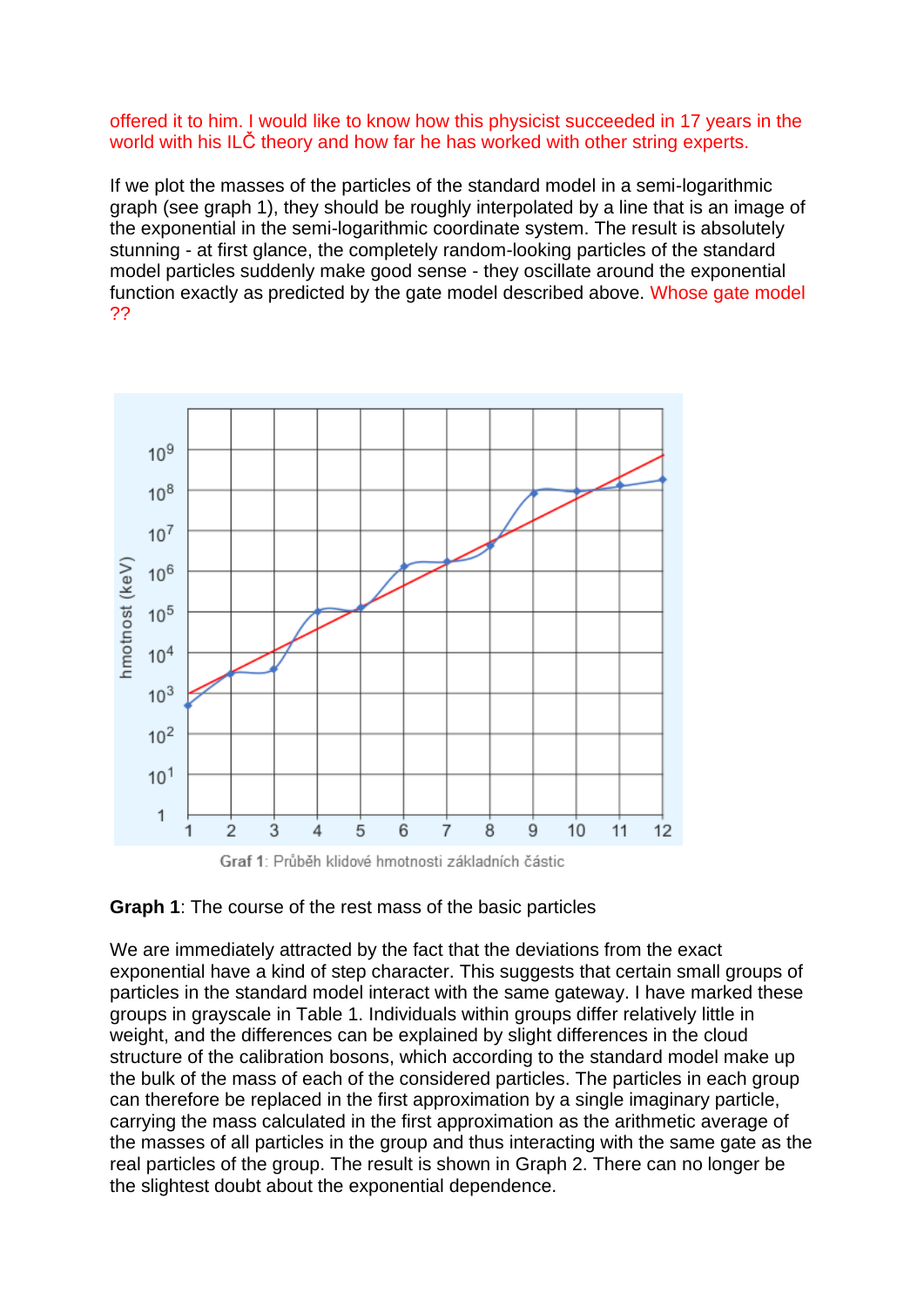offered it to him. I would like to know how this physicist succeeded in 17 years in the world with his ILČ theory and how far he has worked with other string experts.

If we plot the masses of the particles of the standard model in a semi-logarithmic graph (see graph 1), they should be roughly interpolated by a line that is an image of the exponential in the semi-logarithmic coordinate system. The result is absolutely stunning - at first glance, the completely random-looking particles of the standard model particles suddenly make good sense - they oscillate around the exponential function exactly as predicted by the gate model described above. Whose gate model ??

Graf 1: Průběh klidové hmotnosti základních částic

**Graph 1**: The course of the rest mass of the basic particles

We are immediately attracted by the fact that the deviations from the exact exponential have a kind of step character. This suggests that certain small groups of particles in the standard model interact with the same gateway. I have marked these groups in grayscale in Table 1. Individuals within groups differ relatively little in weight, and the differences can be explained by slight differences in the cloud structure of the calibration bosons, which according to the standard model make up the bulk of the mass of each of the considered particles. The particles in each group can therefore be replaced in the first approximation by a single imaginary particle, carrying the mass calculated in the first approximation as the arithmetic average of the masses of all particles in the group and thus interacting with the same gate as the real particles of the group. The result is shown in Graph 2. There can no longer be the slightest doubt about the exponential dependence.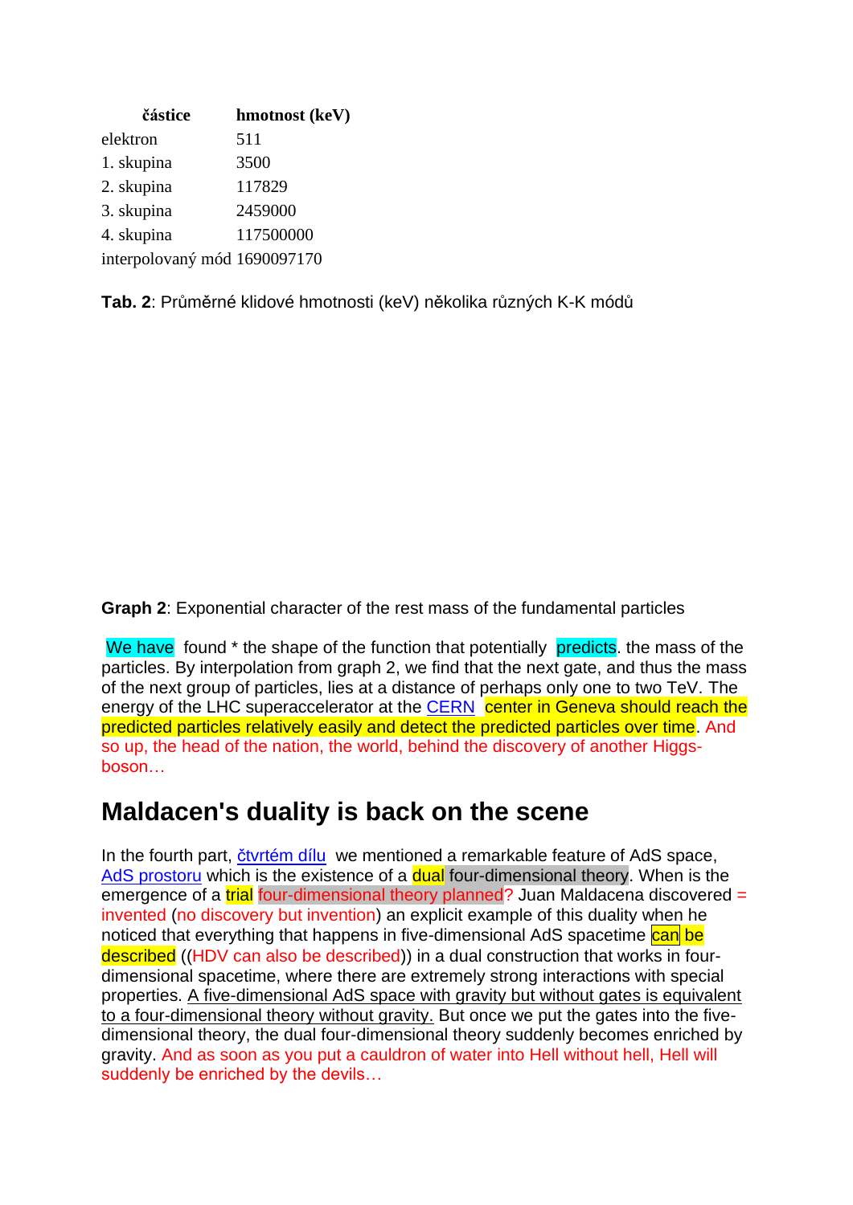| částice | hmotnost (keV) |
|---|---|
| elektron | 511 |
| 1. skupina | 3500 |
| 2. skupina | 117829 |
| 3. skupina | 2459000 |
| 4. skupina | 117500000 |
| interpolovaný mód | 1690097170 |

**Tab. 2**: Průměrné klidové hmotnosti (keV) několika různých K-K módů

**Graph 2**: Exponential character of the rest mass of the fundamental particles

We have found * the shape of the function that potentially predicts. the mass of the particles. By interpolation from graph 2, we find that the next gate, and thus the mass of the next group of particles, lies at a distance of perhaps only one to two TeV. The energy of the LHC superaccelerator at the CERN center in Geneva should reach the predicted particles relatively easily and detect the predicted particles over time. And so up, the head of the nation, the world, behind the discovery of another Higgs-boson…

## Maldacen's duality is back on the scene

In the fourth part, čtvrtém dílu we mentioned a remarkable feature of AdS space, AdS prostoru which is the existence of a dual four-dimensional theory. When is the emergence of a trial four-dimensional theory planned? Juan Maldacena discovered = invented (no discovery but invention) an explicit example of this duality when he noticed that everything that happens in five-dimensional AdS spacetime can be described ((HDV can also be described)) in a dual construction that works in four-dimensional spacetime, where there are extremely strong interactions with special properties. A five-dimensional AdS space with gravity but without gates is equivalent to a four-dimensional theory without gravity. But once we put the gates into the five-dimensional theory, the dual four-dimensional theory suddenly becomes enriched by gravity. And as soon as you put a cauldron of water into Hell without hell, Hell will suddenly be enriched by the devils…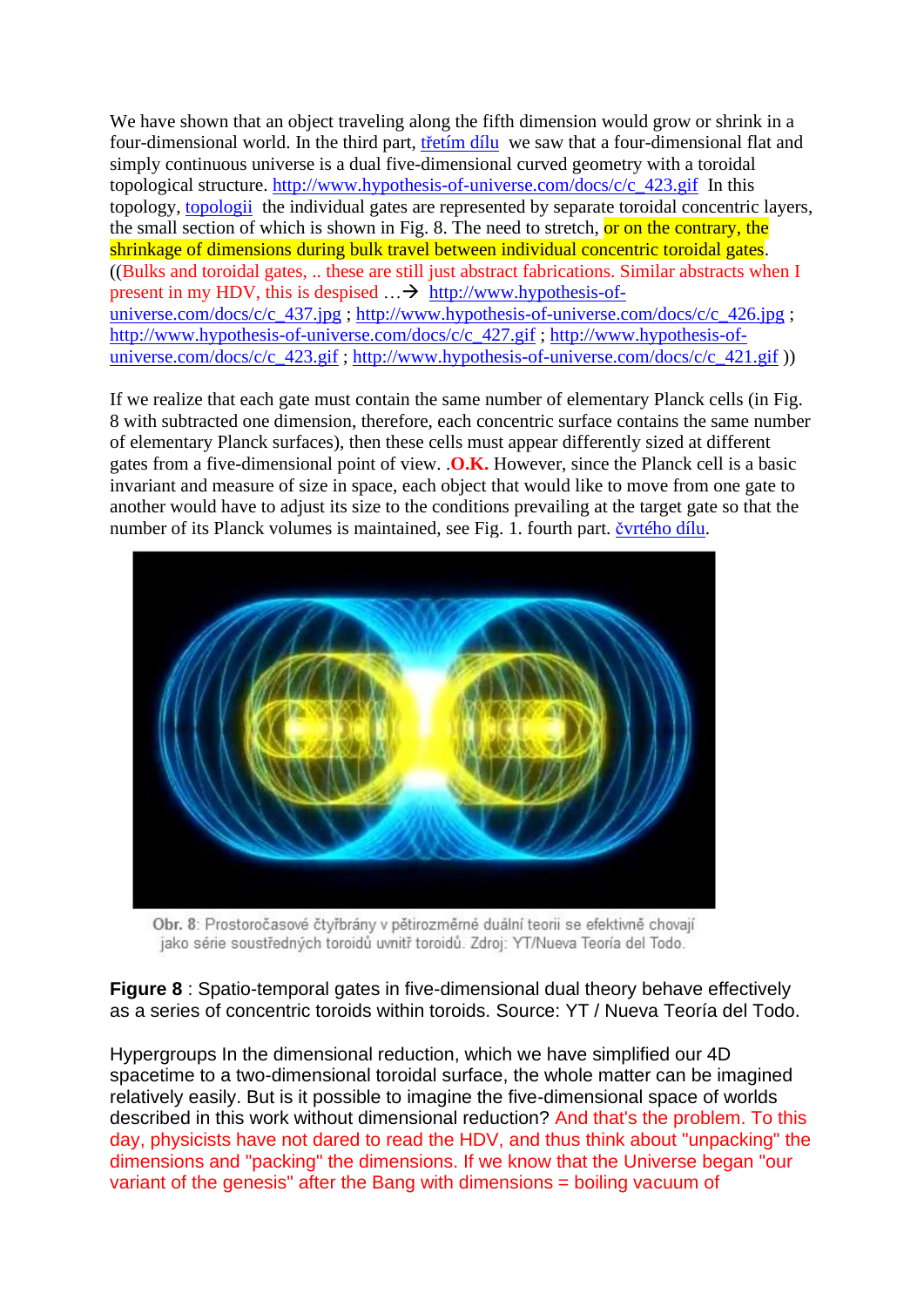We have shown that an object traveling along the fifth dimension would grow or shrink in a four-dimensional world. In the third part, třetím dílu we saw that a four-dimensional flat and simply continuous universe is a dual five-dimensional curved geometry with a toroidal topological structure. http://www.hypothesis-of-universe.com/docs/c/c_423.gif In this topology, topologii the individual gates are represented by separate toroidal concentric layers, the small section of which is shown in Fig. 8. The need to stretch, or on the contrary, the shrinkage of dimensions during bulk travel between individual concentric toroidal gates. ((Bulks and toroidal gates, .. these are still just abstract fabrications. Similar abstracts when I present in my HDV, this is despised …→ http://www.hypothesis-of-universe.com/docs/c/c_437.jpg ; http://www.hypothesis-of-universe.com/docs/c/c_426.jpg ; http://www.hypothesis-of-universe.com/docs/c/c_427.gif ; http://www.hypothesis-of-universe.com/docs/c/c_423.gif ; http://www.hypothesis-of-universe.com/docs/c/c_421.gif ))

If we realize that each gate must contain the same number of elementary Planck cells (in Fig. 8 with subtracted one dimension, therefore, each concentric surface contains the same number of elementary Planck surfaces), then these cells must appear differently sized at different gates from a five-dimensional point of view. .**O.K.** However, since the Planck cell is a basic invariant and measure of size in space, each object that would like to move from one gate to another would have to adjust its size to the conditions prevailing at the target gate so that the number of its Planck volumes is maintained, see Fig. 1. fourth part. čvrtého dílu.

Obr. 8: Prostoročasové čtyřbrány v pětirozměrné duální teorii se efektivně chovají jako série soustředných toroidů uvnitř toroidů. Zdroj: YT/Nueva Teoría del Todo.

**Figure 8** : Spatio-temporal gates in five-dimensional dual theory behave effectively as a series of concentric toroids within toroids. Source: YT / Nueva Teoría del Todo.

Hypergroups In the dimensional reduction, which we have simplified our 4D spacetime to a two-dimensional toroidal surface, the whole matter can be imagined relatively easily. But is it possible to imagine the five-dimensional space of worlds described in this work without dimensional reduction? And that's the problem. To this day, physicists have not dared to read the HDV, and thus think about "unpacking" the dimensions and "packing" the dimensions. If we know that the Universe began "our variant of the genesis" after the Bang with dimensions = boiling vacuum of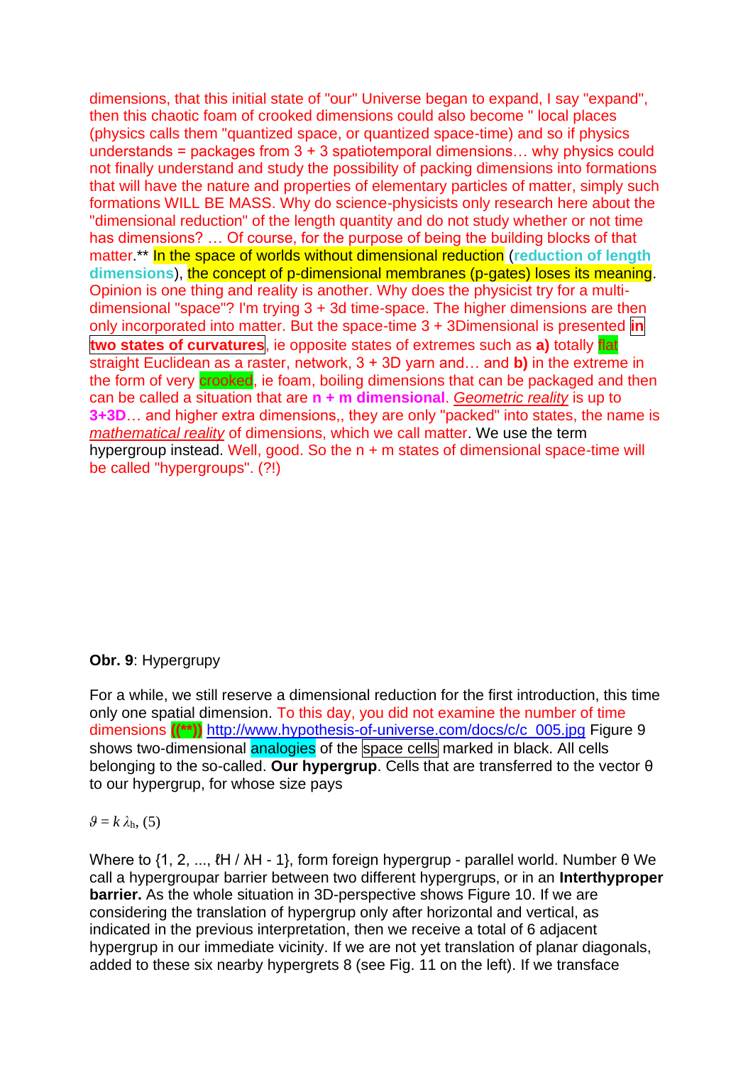dimensions, that this initial state of "our" Universe began to expand, I say "expand", then this chaotic foam of crooked dimensions could also become " local places (physics calls them "quantized space, or quantized space-time) and so if physics understands = packages from 3 + 3 spatiotemporal dimensions… why physics could not finally understand and study the possibility of packing dimensions into formations that will have the nature and properties of elementary particles of matter, simply such formations WILL BE MASS. Why do science-physicists only research here about the "dimensional reduction" of the length quantity and do not study whether or not time has dimensions? … Of course, for the purpose of being the building blocks of that matter.** In the space of worlds without dimensional reduction (**reduction of length dimensions**), the concept of p-dimensional membranes (p-gates) loses its meaning. Opinion is one thing and reality is another. Why does the physicist try for a multi-dimensional "space"? I'm trying 3 + 3d time-space. The higher dimensions are then only incorporated into matter. But the space-time 3 + 3Dimensional is presented **in two states of curvatures**, ie opposite states of extremes such as **a)** totally flat straight Euclidean as a raster, network, 3 + 3D yarn and… and **b)** in the extreme in the form of very crooked, ie foam, boiling dimensions that can be packaged and then can be called a situation that are **n + m dimensional**. *Geometric reality* is up to **3+3D**… and higher extra dimensions,, they are only "packed" into states, the name is *mathematical reality* of dimensions, which we call matter. We use the term hypergroup instead. Well, good. So the n + m states of dimensional space-time will be called "hypergroups". (?!)

**Obr. 9**: Hypergrupy

For a while, we still reserve a dimensional reduction for the first introduction, this time only one spatial dimension. To this day, you did not examine the number of time dimensions **((**))** http://www.hypothesis-of-universe.com/docs/c/c_005.jpg Figure 9 shows two-dimensional analogies of the space cells marked in black. All cells belonging to the so-called. **Our hypergrup**. Cells that are transferred to the vector θ to our hypergrup, for whose size pays

$$\vartheta = k\,\lambda_{\mathrm{h}}, \quad (5)$$

Where to {1, 2, ..., ℓH / λH - 1}, form foreign hypergrup - parallel world. Number θ We call a hypergroupar barrier between two different hypergrups, or in an **Interthyproper barrier.** As the whole situation in 3D-perspective shows Figure 10. If we are considering the translation of hypergrup only after horizontal and vertical, as indicated in the previous interpretation, then we receive a total of 6 adjacent hypergrup in our immediate vicinity. If we are not yet translation of planar diagonals, added to these six nearby hypergrets 8 (see Fig. 11 on the left). If we transface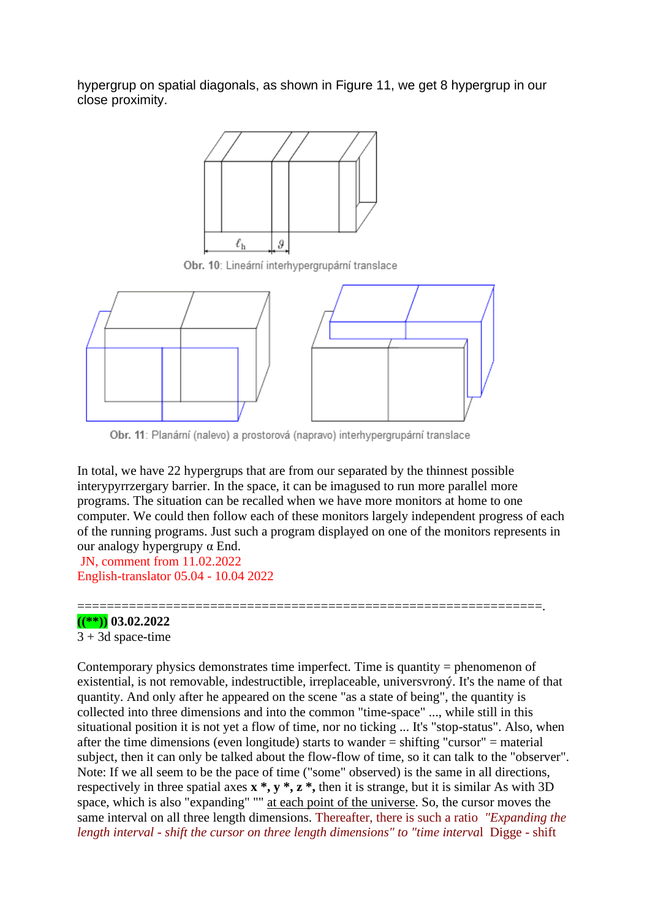hypergrup on spatial diagonals, as shown in Figure 11, we get 8 hypergrup in our close proximity.

Obr. 10: Lineární interhypergrupární translace

Obr. 11: Planární (nalevo) a prostorová (napravo) interhypergrupární translace

In total, we have 22 hypergrups that are from our separated by the thinnest possible interypyrrzergary barrier. In the space, it can be imagused to run more parallel more programs. The situation can be recalled when we have more monitors at home to one computer. We could then follow each of these monitors largely independent progress of each of the running programs. Just such a program displayed on one of the monitors represents in our analogy hypergrupy α End.
JN, comment from 11.02.2022
English-translator 05.04 - 10.04 2022

================================================================.

**((**)) 03.02.2022**
3 + 3d space-time

Contemporary physics demonstrates time imperfect. Time is quantity = phenomenon of existential, is not removable, indestructible, irreplaceable, universvrony. It's the name of that quantity. And only after he appeared on the scene "as a state of being", the quantity is collected into three dimensions and into the common "time-space" ..., while still in this situational position it is not yet a flow of time, nor no ticking ... It's "stop-status". Also, when after the time dimensions (even longitude) starts to wander = shifting "cursor" = material subject, then it can only be talked about the flow-flow of time, so it can talk to the "observer". Note: If we all seem to be the pace of time ("some" observed) is the same in all directions, respectively in three spatial axes **x \*, y \*, z \*,** then it is strange, but it is similar As with 3D space, which is also "expanding" "" at each point of the universe. So, the cursor moves the same interval on all three length dimensions. Thereafter, there is such a ratio *"Expanding the length interval - shift the cursor on three length dimensions" to "time interval* Digge - shift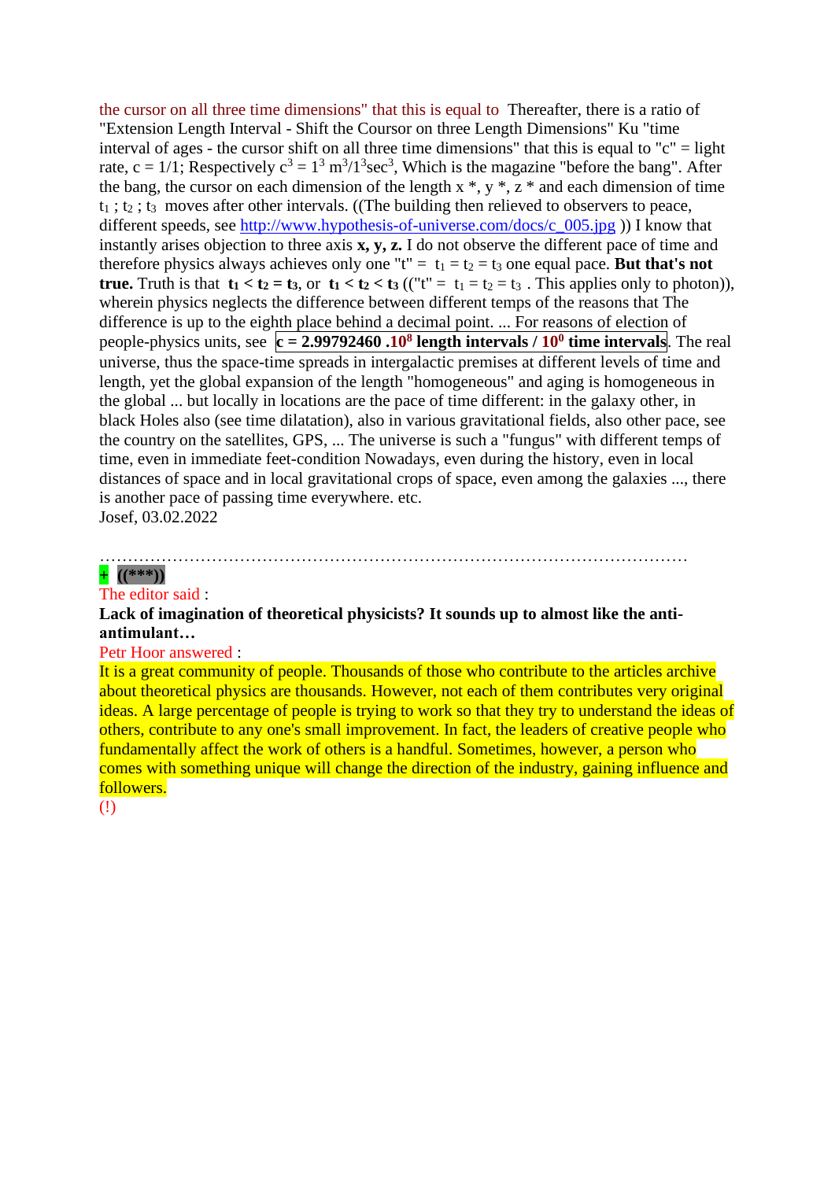the cursor on all three time dimensions" that this is equal to Thereafter, there is a ratio of "Extension Length Interval - Shift the Coursor on three Length Dimensions" Ku "time interval of ages - the cursor shift on all three time dimensions" that this is equal to "c" = light rate, c = 1/1; Respectively $c^3 = 1^3\ m^3/1^3 sec^3$, Which is the magazine "before the bang". After the bang, the cursor on each dimension of the length x *, y *, z * and each dimension of time $t_1$ ; $t_2$ ; $t_3$ moves after other intervals. ((The building then relieved to observers to peace, different speeds, see http://www.hypothesis-of-universe.com/docs/c_005.jpg )) I know that instantly arises objection to three axis **x, y, z.** I do not observe the different pace of time and therefore physics always achieves only one "t" = $t_1 = t_2 = t_3$ one equal pace. **But that's not true.** Truth is that $\mathbf{t_1 < t_2 = t_3}$, or $\mathbf{t_1 < t_2 < t_3}$ (("t" = $t_1 = t_2 = t_3$ . This applies only to photon)), wherein physics neglects the difference between different temps of the reasons that The difference is up to the eighth place behind a decimal point. ... For reasons of election of people-physics units, see **$c = 2.99792460 \cdot 10^8$ length intervals / $10^0$ time intervals**. The real universe, thus the space-time spreads in intergalactic premises at different levels of time and length, yet the global expansion of the length "homogeneous" and aging is homogeneous in the global ... but locally in locations are the pace of time different: in the galaxy other, in black Holes also (see time dilatation), also in various gravitational fields, also other pace, see the country on the satellites, GPS, ... The universe is such a "fungus" with different temps of time, even in immediate feet-condition Nowadays, even during the history, even in local distances of space and in local gravitational crops of space, even among the galaxies ..., there is another pace of passing time everywhere. etc.

Josef, 03.02.2022

…………………………………………………………………………………………………

+ ((***))

The editor said :

**Lack of imagination of theoretical physicists? It sounds up to almost like the anti-antimulant…**

Petr Hoor answered :

It is a great community of people. Thousands of those who contribute to the articles archive about theoretical physics are thousands. However, not each of them contributes very original ideas. A large percentage of people is trying to work so that they try to understand the ideas of others, contribute to any one's small improvement. In fact, the leaders of creative people who fundamentally affect the work of others is a handful. Sometimes, however, a person who comes with something unique will change the direction of the industry, gaining influence and followers.

(!)